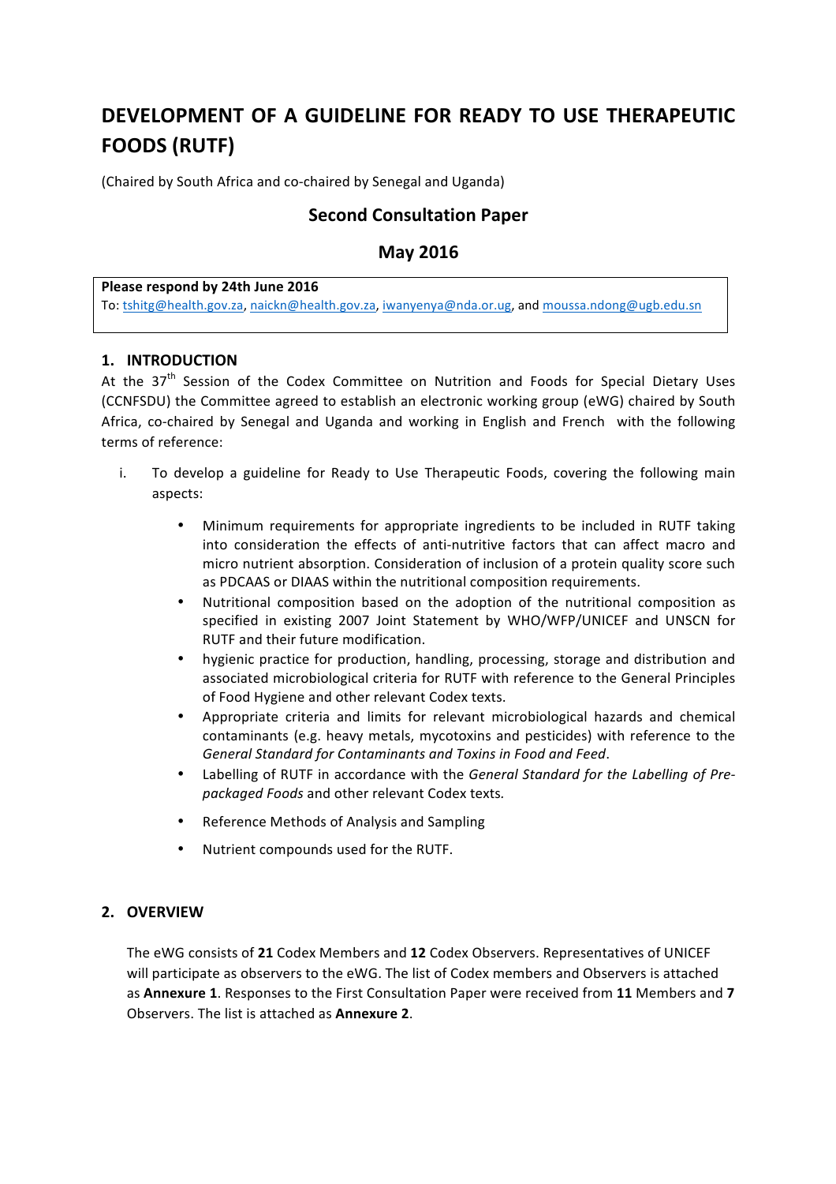# DEVELOPMENT OF A GUIDELINE FOR READY TO USE THERAPEUTIC FOODS (RUTF)

(Chaired by South Africa and co-chaired by Senegal and Uganda)

## Second Consultation Paper

## May 2016

**Please respond by 24th June 2016**
To: tshitg@health.gov.za, naickn@health.gov.za, iwanyenya@nda.or.ug, and moussa.ndong@ugb.edu.sn

## 1. INTRODUCTION

At the 37th Session of the Codex Committee on Nutrition and Foods for Special Dietary Uses (CCNFSDU) the Committee agreed to establish an electronic working group (eWG) chaired by South Africa, co-chaired by Senegal and Uganda and working in English and French with the following terms of reference:

i. To develop a guideline for Ready to Use Therapeutic Foods, covering the following main aspects:

- Minimum requirements for appropriate ingredients to be included in RUTF taking into consideration the effects of anti-nutritive factors that can affect macro and micro nutrient absorption. Consideration of inclusion of a protein quality score such as PDCAAS or DIAAS within the nutritional composition requirements.
- Nutritional composition based on the adoption of the nutritional composition as specified in existing 2007 Joint Statement by WHO/WFP/UNICEF and UNSCN for RUTF and their future modification.
- hygienic practice for production, handling, processing, storage and distribution and associated microbiological criteria for RUTF with reference to the General Principles of Food Hygiene and other relevant Codex texts.
- Appropriate criteria and limits for relevant microbiological hazards and chemical contaminants (e.g. heavy metals, mycotoxins and pesticides) with reference to the *General Standard for Contaminants and Toxins in Food and Feed*.
- Labelling of RUTF in accordance with the *General Standard for the Labelling of Pre-packaged Foods* and other relevant Codex texts.
- Reference Methods of Analysis and Sampling
- Nutrient compounds used for the RUTF.

## 2. OVERVIEW

The eWG consists of **21** Codex Members and **12** Codex Observers. Representatives of UNICEF will participate as observers to the eWG. The list of Codex members and Observers is attached as **Annexure 1**. Responses to the First Consultation Paper were received from **11** Members and **7** Observers. The list is attached as **Annexure 2**.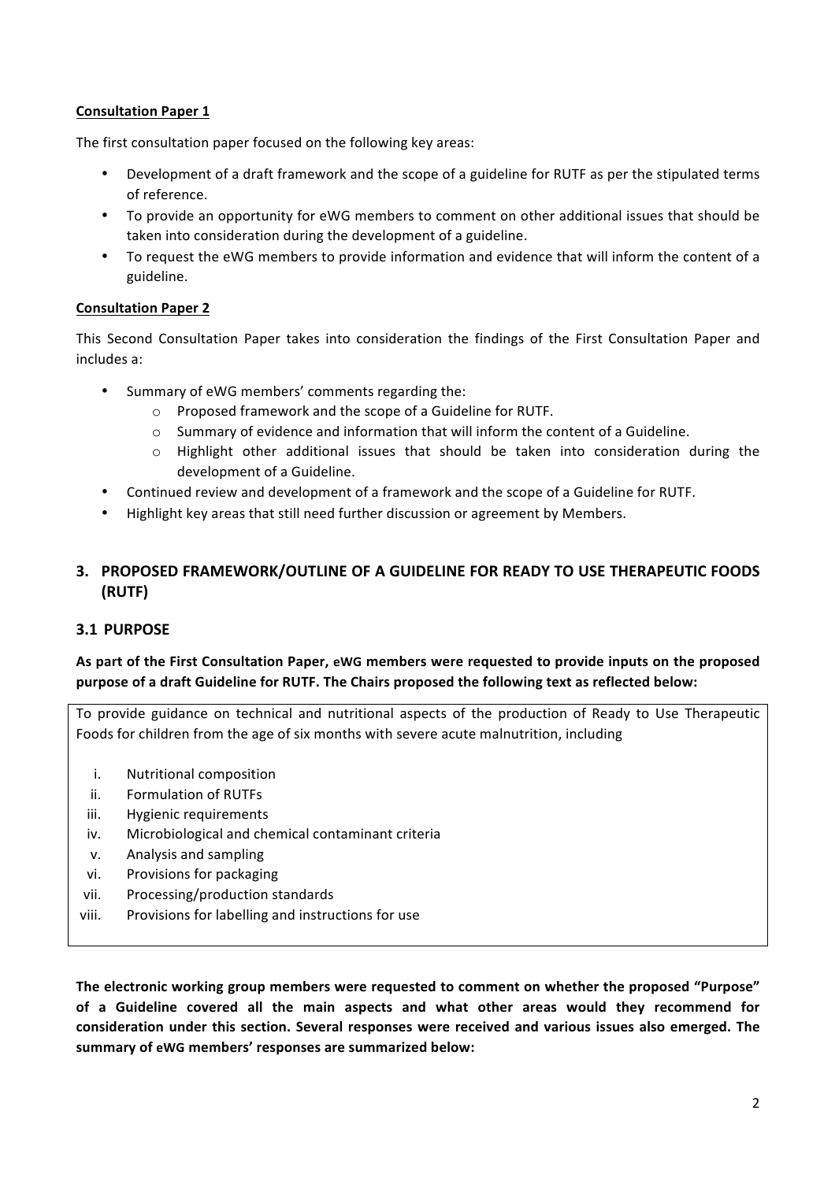**Consultation Paper 1**

The first consultation paper focused on the following key areas:

- Development of a draft framework and the scope of a guideline for RUTF as per the stipulated terms of reference.
- To provide an opportunity for eWG members to comment on other additional issues that should be taken into consideration during the development of a guideline.
- To request the eWG members to provide information and evidence that will inform the content of a guideline.

**Consultation Paper 2**

This Second Consultation Paper takes into consideration the findings of the First Consultation Paper and includes a:

- Summary of eWG members' comments regarding the:
  - Proposed framework and the scope of a Guideline for RUTF.
  - Summary of evidence and information that will inform the content of a Guideline.
  - Highlight other additional issues that should be taken into consideration during the development of a Guideline.
- Continued review and development of a framework and the scope of a Guideline for RUTF.
- Highlight key areas that still need further discussion or agreement by Members.

## 3. PROPOSED FRAMEWORK/OUTLINE OF A GUIDELINE FOR READY TO USE THERAPEUTIC FOODS (RUTF)

### 3.1 PURPOSE

**As part of the First Consultation Paper, eWG members were requested to provide inputs on the proposed purpose of a draft Guideline for RUTF. The Chairs proposed the following text as reflected below:**

To provide guidance on technical and nutritional aspects of the production of Ready to Use Therapeutic Foods for children from the age of six months with severe acute malnutrition, including

i. Nutritional composition
ii. Formulation of RUTFs
iii. Hygienic requirements
iv. Microbiological and chemical contaminant criteria
v. Analysis and sampling
vi. Provisions for packaging
vii. Processing/production standards
viii. Provisions for labelling and instructions for use

**The electronic working group members were requested to comment on whether the proposed "Purpose" of a Guideline covered all the main aspects and what other areas would they recommend for consideration under this section. Several responses were received and various issues also emerged. The summary of eWG members' responses are summarized below:**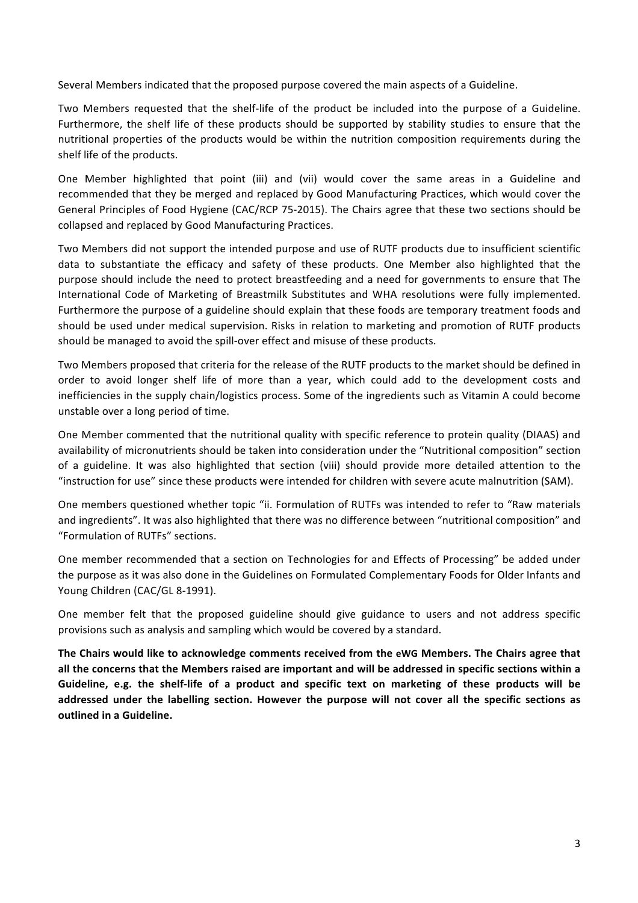Several Members indicated that the proposed purpose covered the main aspects of a Guideline.

Two Members requested that the shelf-life of the product be included into the purpose of a Guideline. Furthermore, the shelf life of these products should be supported by stability studies to ensure that the nutritional properties of the products would be within the nutrition composition requirements during the shelf life of the products.

One Member highlighted that point (iii) and (vii) would cover the same areas in a Guideline and recommended that they be merged and replaced by Good Manufacturing Practices, which would cover the General Principles of Food Hygiene (CAC/RCP 75-2015). The Chairs agree that these two sections should be collapsed and replaced by Good Manufacturing Practices.

Two Members did not support the intended purpose and use of RUTF products due to insufficient scientific data to substantiate the efficacy and safety of these products. One Member also highlighted that the purpose should include the need to protect breastfeeding and a need for governments to ensure that The International Code of Marketing of Breastmilk Substitutes and WHA resolutions were fully implemented. Furthermore the purpose of a guideline should explain that these foods are temporary treatment foods and should be used under medical supervision. Risks in relation to marketing and promotion of RUTF products should be managed to avoid the spill-over effect and misuse of these products.

Two Members proposed that criteria for the release of the RUTF products to the market should be defined in order to avoid longer shelf life of more than a year, which could add to the development costs and inefficiencies in the supply chain/logistics process. Some of the ingredients such as Vitamin A could become unstable over a long period of time.

One Member commented that the nutritional quality with specific reference to protein quality (DIAAS) and availability of micronutrients should be taken into consideration under the "Nutritional composition" section of a guideline. It was also highlighted that section (viii) should provide more detailed attention to the "instruction for use" since these products were intended for children with severe acute malnutrition (SAM).

One members questioned whether topic "ii. Formulation of RUTFs was intended to refer to "Raw materials and ingredients". It was also highlighted that there was no difference between "nutritional composition" and "Formulation of RUTFs" sections.

One member recommended that a section on Technologies for and Effects of Processing" be added under the purpose as it was also done in the Guidelines on Formulated Complementary Foods for Older Infants and Young Children (CAC/GL 8-1991).

One member felt that the proposed guideline should give guidance to users and not address specific provisions such as analysis and sampling which would be covered by a standard.

**The Chairs would like to acknowledge comments received from the eWG Members. The Chairs agree that all the concerns that the Members raised are important and will be addressed in specific sections within a Guideline, e.g. the shelf-life of a product and specific text on marketing of these products will be addressed under the labelling section. However the purpose will not cover all the specific sections as outlined in a Guideline.**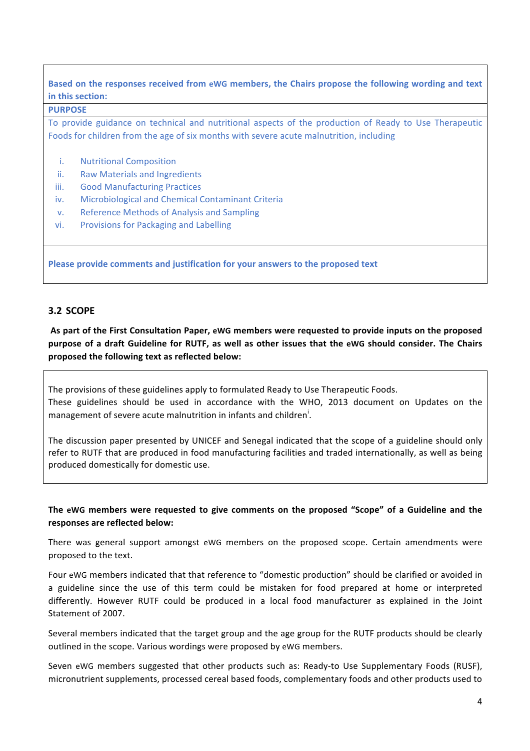**Based on the responses received from eWG members, the Chairs propose the following wording and text in this section:**

**PURPOSE**

To provide guidance on technical and nutritional aspects of the production of Ready to Use Therapeutic Foods for children from the age of six months with severe acute malnutrition, including

i. Nutritional Composition
ii. Raw Materials and Ingredients
iii. Good Manufacturing Practices
iv. Microbiological and Chemical Contaminant Criteria
v. Reference Methods of Analysis and Sampling
vi. Provisions for Packaging and Labelling

**Please provide comments and justification for your answers to the proposed text**

## 3.2 SCOPE

**As part of the First Consultation Paper, eWG members were requested to provide inputs on the proposed purpose of a draft Guideline for RUTF, as well as other issues that the eWG should consider. The Chairs proposed the following text as reflected below:**

The provisions of these guidelines apply to formulated Ready to Use Therapeutic Foods.
These guidelines should be used in accordance with the WHO, 2013 document on Updates on the management of severe acute malnutrition in infants and children[i].

The discussion paper presented by UNICEF and Senegal indicated that the scope of a guideline should only refer to RUTF that are produced in food manufacturing facilities and traded internationally, as well as being produced domestically for domestic use.

**The eWG members were requested to give comments on the proposed "Scope" of a Guideline and the responses are reflected below:**

There was general support amongst eWG members on the proposed scope. Certain amendments were proposed to the text.

Four eWG members indicated that that reference to "domestic production" should be clarified or avoided in a guideline since the use of this term could be mistaken for food prepared at home or interpreted differently. However RUTF could be produced in a local food manufacturer as explained in the Joint Statement of 2007.

Several members indicated that the target group and the age group for the RUTF products should be clearly outlined in the scope. Various wordings were proposed by eWG members.

Seven eWG members suggested that other products such as: Ready-to Use Supplementary Foods (RUSF), micronutrient supplements, processed cereal based foods, complementary foods and other products used to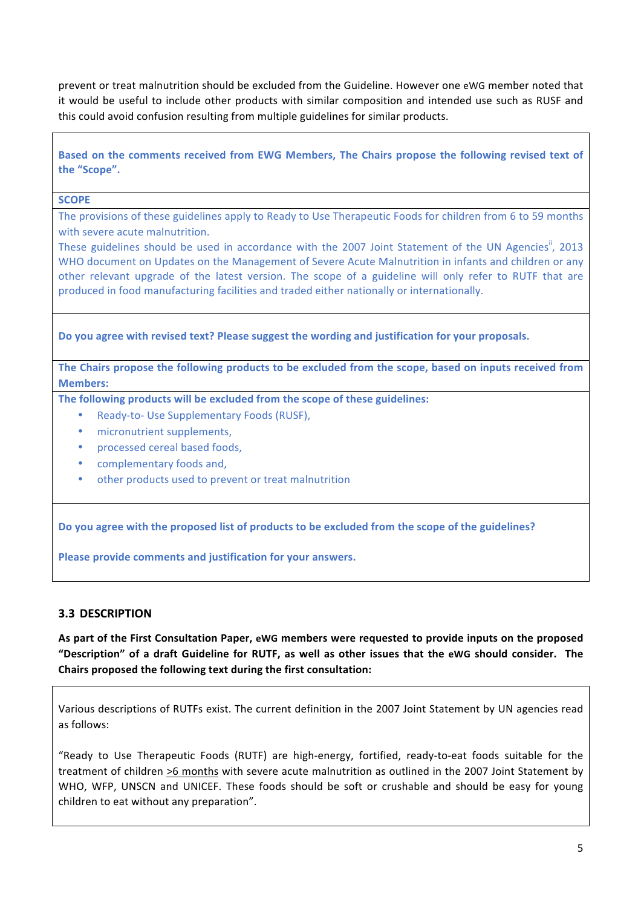prevent or treat malnutrition should be excluded from the Guideline. However one eWG member noted that it would be useful to include other products with similar composition and intended use such as RUSF and this could avoid confusion resulting from multiple guidelines for similar products.

**Based on the comments received from EWG Members, The Chairs propose the following revised text of the "Scope".**

**SCOPE**

The provisions of these guidelines apply to Ready to Use Therapeutic Foods for children from 6 to 59 months with severe acute malnutrition.

These guidelines should be used in accordance with the 2007 Joint Statement of the UN Agencies[ii], 2013 WHO document on Updates on the Management of Severe Acute Malnutrition in infants and children or any other relevant upgrade of the latest version. The scope of a guideline will only refer to RUTF that are produced in food manufacturing facilities and traded either nationally or internationally.

**Do you agree with revised text? Please suggest the wording and justification for your proposals.**

**The Chairs propose the following products to be excluded from the scope, based on inputs received from Members:**

**The following products will be excluded from the scope of these guidelines:**

- Ready-to- Use Supplementary Foods (RUSF),
- micronutrient supplements,
- processed cereal based foods,
- complementary foods and,
- other products used to prevent or treat malnutrition

**Do you agree with the proposed list of products to be excluded from the scope of the guidelines?**

**Please provide comments and justification for your answers.**

## 3.3 DESCRIPTION

**As part of the First Consultation Paper, eWG members were requested to provide inputs on the proposed "Description" of a draft Guideline for RUTF, as well as other issues that the eWG should consider. The Chairs proposed the following text during the first consultation:**

Various descriptions of RUTFs exist. The current definition in the 2007 Joint Statement by UN agencies read as follows:

"Ready to Use Therapeutic Foods (RUTF) are high-energy, fortified, ready-to-eat foods suitable for the treatment of children >6 months with severe acute malnutrition as outlined in the 2007 Joint Statement by WHO, WFP, UNSCN and UNICEF. These foods should be soft or crushable and should be easy for young children to eat without any preparation".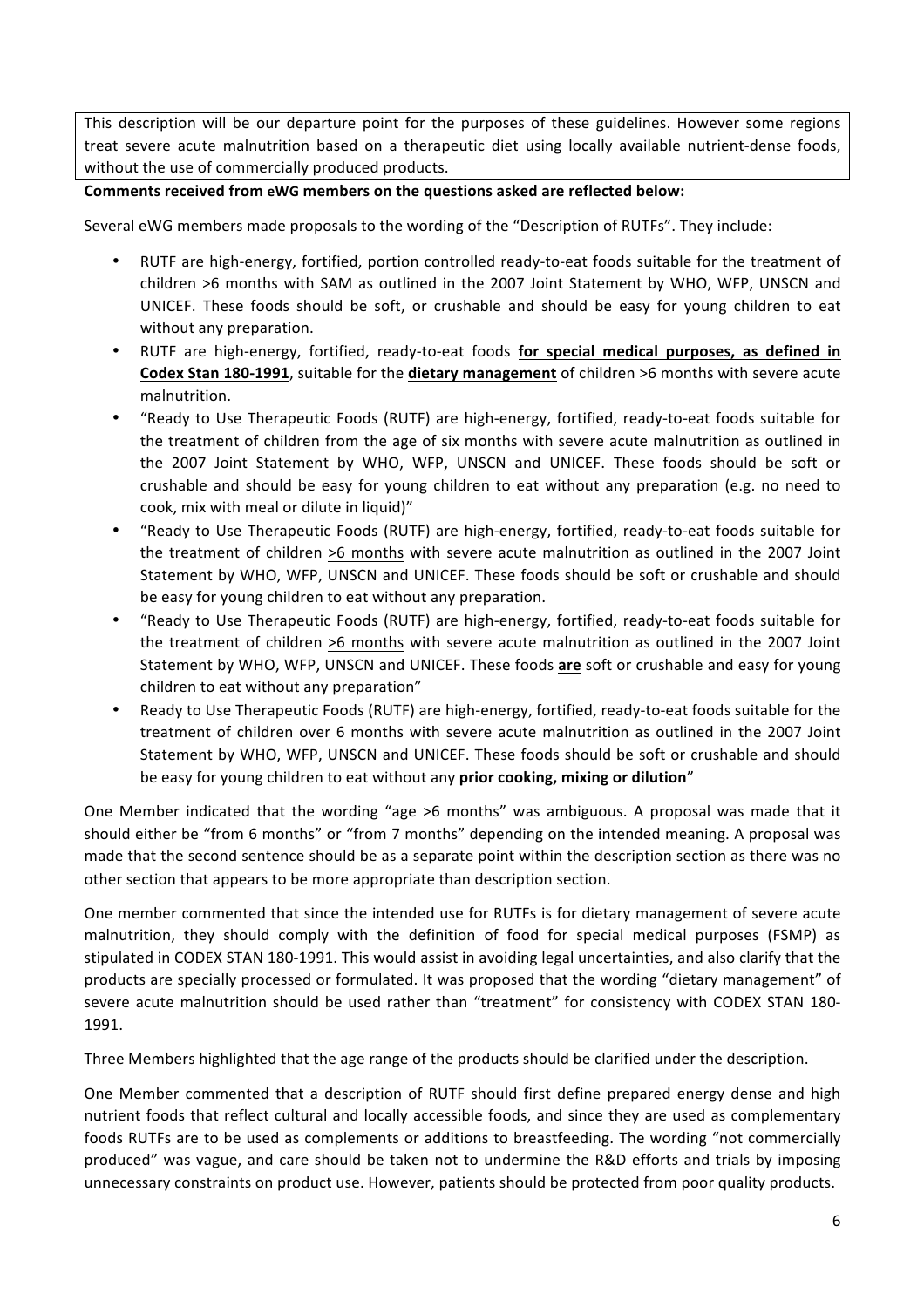This description will be our departure point for the purposes of these guidelines. However some regions treat severe acute malnutrition based on a therapeutic diet using locally available nutrient-dense foods, without the use of commercially produced products.

**Comments received from eWG members on the questions asked are reflected below:**

Several eWG members made proposals to the wording of the "Description of RUTFs". They include:

- RUTF are high-energy, fortified, portion controlled ready-to-eat foods suitable for the treatment of children >6 months with SAM as outlined in the 2007 Joint Statement by WHO, WFP, UNSCN and UNICEF. These foods should be soft, or crushable and should be easy for young children to eat without any preparation.
- RUTF are high-energy, fortified, ready-to-eat foods <u>**for special medical purposes, as defined in Codex Stan 180-1991**</u>, suitable for the <u>**dietary management**</u> of children >6 months with severe acute malnutrition.
- "Ready to Use Therapeutic Foods (RUTF) are high-energy, fortified, ready-to-eat foods suitable for the treatment of children from the age of six months with severe acute malnutrition as outlined in the 2007 Joint Statement by WHO, WFP, UNSCN and UNICEF. These foods should be soft or crushable and should be easy for young children to eat without any preparation (e.g. no need to cook, mix with meal or dilute in liquid)"
- "Ready to Use Therapeutic Foods (RUTF) are high-energy, fortified, ready-to-eat foods suitable for the treatment of children <u>>6 months</u> with severe acute malnutrition as outlined in the 2007 Joint Statement by WHO, WFP, UNSCN and UNICEF. These foods should be soft or crushable and should be easy for young children to eat without any preparation.
- "Ready to Use Therapeutic Foods (RUTF) are high-energy, fortified, ready-to-eat foods suitable for the treatment of children <u>>6 months</u> with severe acute malnutrition as outlined in the 2007 Joint Statement by WHO, WFP, UNSCN and UNICEF. These foods <u>**are**</u> soft or crushable and easy for young children to eat without any preparation"
- Ready to Use Therapeutic Foods (RUTF) are high-energy, fortified, ready-to-eat foods suitable for the treatment of children over 6 months with severe acute malnutrition as outlined in the 2007 Joint Statement by WHO, WFP, UNSCN and UNICEF. These foods should be soft or crushable and should be easy for young children to eat without any **prior cooking, mixing or dilution**"

One Member indicated that the wording "age >6 months" was ambiguous. A proposal was made that it should either be "from 6 months" or "from 7 months" depending on the intended meaning. A proposal was made that the second sentence should be as a separate point within the description section as there was no other section that appears to be more appropriate than description section.

One member commented that since the intended use for RUTFs is for dietary management of severe acute malnutrition, they should comply with the definition of food for special medical purposes (FSMP) as stipulated in CODEX STAN 180-1991. This would assist in avoiding legal uncertainties, and also clarify that the products are specially processed or formulated. It was proposed that the wording "dietary management" of severe acute malnutrition should be used rather than "treatment" for consistency with CODEX STAN 180-1991.

Three Members highlighted that the age range of the products should be clarified under the description.

One Member commented that a description of RUTF should first define prepared energy dense and high nutrient foods that reflect cultural and locally accessible foods, and since they are used as complementary foods RUTFs are to be used as complements or additions to breastfeeding. The wording "not commercially produced" was vague, and care should be taken not to undermine the R&D efforts and trials by imposing unnecessary constraints on product use. However, patients should be protected from poor quality products.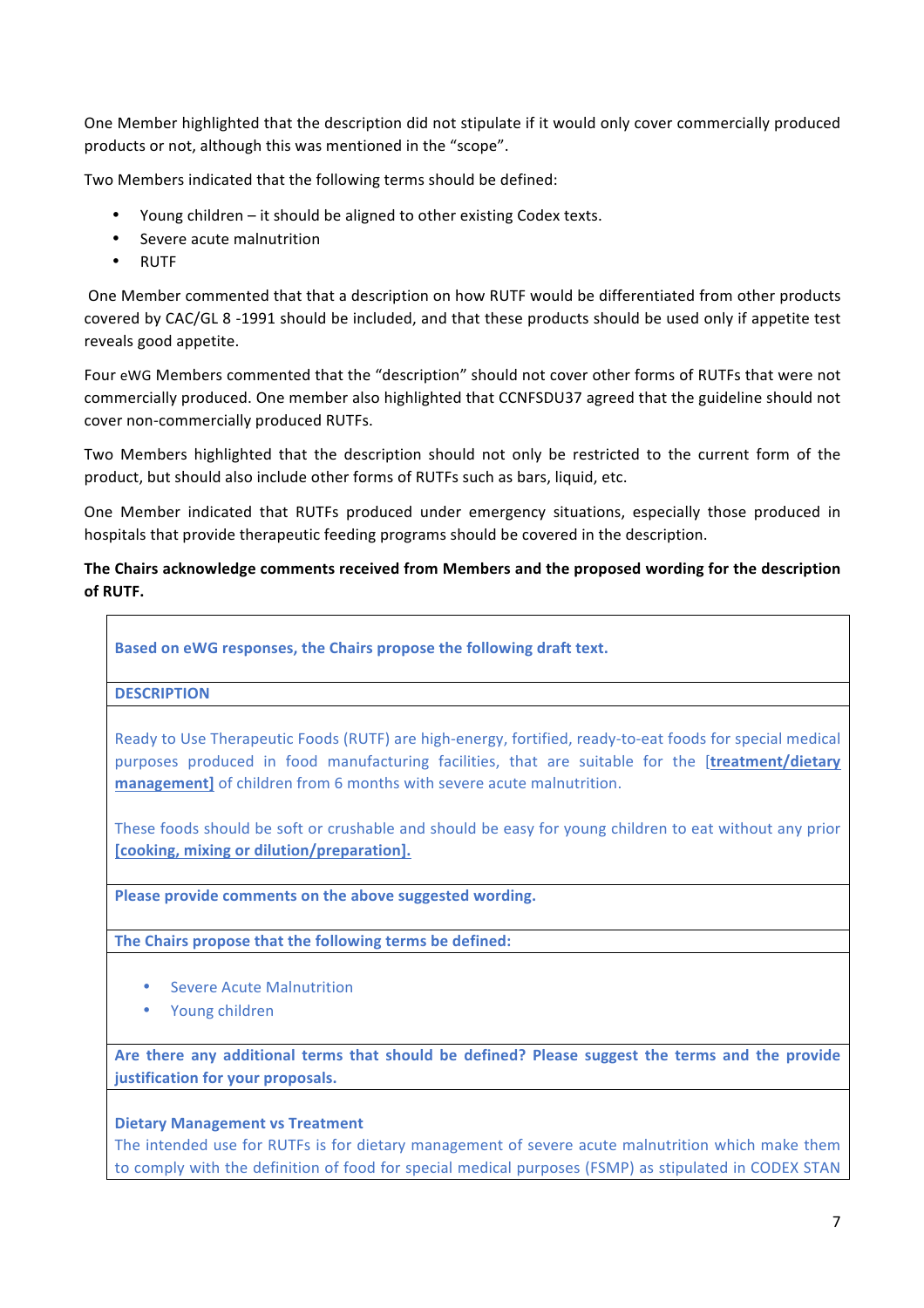One Member highlighted that the description did not stipulate if it would only cover commercially produced products or not, although this was mentioned in the "scope".

Two Members indicated that the following terms should be defined:

- Young children – it should be aligned to other existing Codex texts.
- Severe acute malnutrition
- RUTF

One Member commented that that a description on how RUTF would be differentiated from other products covered by CAC/GL 8 -1991 should be included, and that these products should be used only if appetite test reveals good appetite.

Four eWG Members commented that the "description" should not cover other forms of RUTFs that were not commercially produced. One member also highlighted that CCNFSDU37 agreed that the guideline should not cover non-commercially produced RUTFs.

Two Members highlighted that the description should not only be restricted to the current form of the product, but should also include other forms of RUTFs such as bars, liquid, etc.

One Member indicated that RUTFs produced under emergency situations, especially those produced in hospitals that provide therapeutic feeding programs should be covered in the description.

**The Chairs acknowledge comments received from Members and the proposed wording for the description of RUTF.**

| **Based on eWG responses, the Chairs propose the following draft text.** |
|---|
| **DESCRIPTION** |
| Ready to Use Therapeutic Foods (RUTF) are high-energy, fortified, ready-to-eat foods for special medical purposes produced in food manufacturing facilities, that are suitable for the **[treatment/dietary management]** of children from 6 months with severe acute malnutrition.<br><br>These foods should be soft or crushable and should be easy for young children to eat without any prior **[cooking, mixing or dilution/preparation].** |
| **Please provide comments on the above suggested wording.** |
| **The Chairs propose that the following terms be defined:** |
| • Severe Acute Malnutrition<br>• Young children |
| **Are there any additional terms that should be defined? Please suggest the terms and the provide justification for your proposals.** |
| **Dietary Management vs Treatment**<br>The intended use for RUTFs is for dietary management of severe acute malnutrition which make them to comply with the definition of food for special medical purposes (FSMP) as stipulated in CODEX STAN |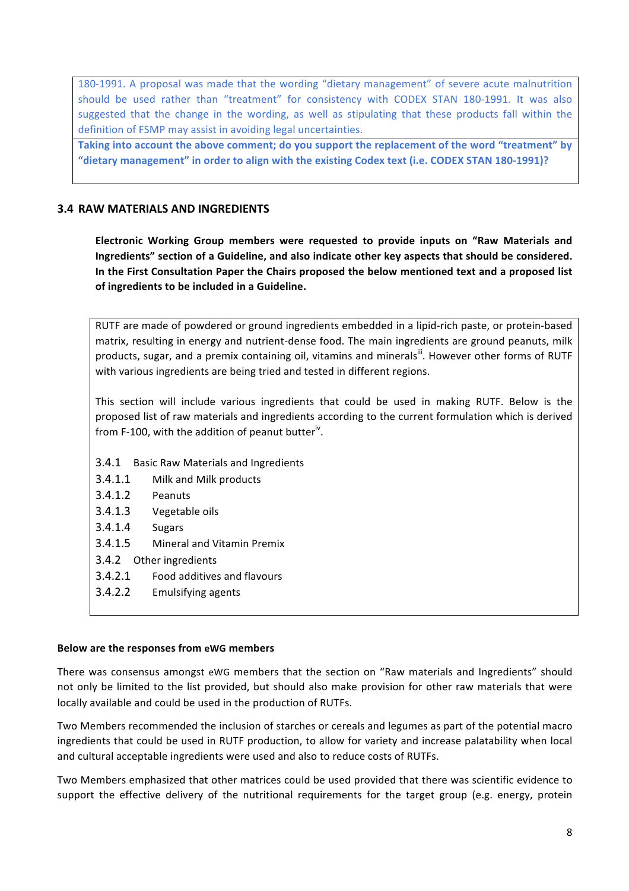180-1991. A proposal was made that the wording "dietary management" of severe acute malnutrition should be used rather than "treatment" for consistency with CODEX STAN 180-1991. It was also suggested that the change in the wording, as well as stipulating that these products fall within the definition of FSMP may assist in avoiding legal uncertainties.

**Taking into account the above comment; do you support the replacement of the word "treatment" by "dietary management" in order to align with the existing Codex text (i.e. CODEX STAN 180-1991)?**

## 3.4 RAW MATERIALS AND INGREDIENTS

**Electronic Working Group members were requested to provide inputs on "Raw Materials and Ingredients" section of a Guideline, and also indicate other key aspects that should be considered. In the First Consultation Paper the Chairs proposed the below mentioned text and a proposed list of ingredients to be included in a Guideline.**

RUTF are made of powdered or ground ingredients embedded in a lipid-rich paste, or protein-based matrix, resulting in energy and nutrient-dense food. The main ingredients are ground peanuts, milk products, sugar, and a premix containing oil, vitamins and minerals[iii]. However other forms of RUTF with various ingredients are being tried and tested in different regions.

This section will include various ingredients that could be used in making RUTF. Below is the proposed list of raw materials and ingredients according to the current formulation which is derived from F-100, with the addition of peanut butter[iv].

3.4.1 Basic Raw Materials and Ingredients
3.4.1.1 Milk and Milk products
3.4.1.2 Peanuts
3.4.1.3 Vegetable oils
3.4.1.4 Sugars
3.4.1.5 Mineral and Vitamin Premix
3.4.2 Other ingredients
3.4.2.1 Food additives and flavours
3.4.2.2 Emulsifying agents

**Below are the responses from eWG members**

There was consensus amongst eWG members that the section on "Raw materials and Ingredients" should not only be limited to the list provided, but should also make provision for other raw materials that were locally available and could be used in the production of RUTFs.

Two Members recommended the inclusion of starches or cereals and legumes as part of the potential macro ingredients that could be used in RUTF production, to allow for variety and increase palatability when local and cultural acceptable ingredients were used and also to reduce costs of RUTFs.

Two Members emphasized that other matrices could be used provided that there was scientific evidence to support the effective delivery of the nutritional requirements for the target group (e.g. energy, protein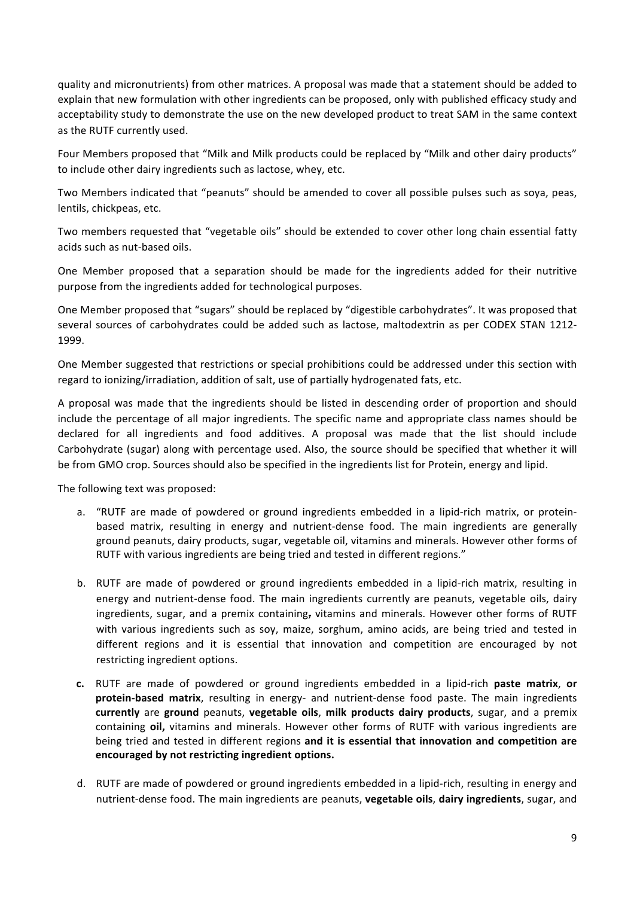quality and micronutrients) from other matrices. A proposal was made that a statement should be added to explain that new formulation with other ingredients can be proposed, only with published efficacy study and acceptability study to demonstrate the use on the new developed product to treat SAM in the same context as the RUTF currently used.

Four Members proposed that "Milk and Milk products could be replaced by "Milk and other dairy products" to include other dairy ingredients such as lactose, whey, etc.

Two Members indicated that "peanuts" should be amended to cover all possible pulses such as soya, peas, lentils, chickpeas, etc.

Two members requested that "vegetable oils" should be extended to cover other long chain essential fatty acids such as nut-based oils.

One Member proposed that a separation should be made for the ingredients added for their nutritive purpose from the ingredients added for technological purposes.

One Member proposed that "sugars" should be replaced by "digestible carbohydrates". It was proposed that several sources of carbohydrates could be added such as lactose, maltodextrin as per CODEX STAN 1212-1999.

One Member suggested that restrictions or special prohibitions could be addressed under this section with regard to ionizing/irradiation, addition of salt, use of partially hydrogenated fats, etc.

A proposal was made that the ingredients should be listed in descending order of proportion and should include the percentage of all major ingredients. The specific name and appropriate class names should be declared for all ingredients and food additives. A proposal was made that the list should include Carbohydrate (sugar) along with percentage used. Also, the source should be specified that whether it will be from GMO crop. Sources should also be specified in the ingredients list for Protein, energy and lipid.

The following text was proposed:

a. "RUTF are made of powdered or ground ingredients embedded in a lipid-rich matrix, or protein-based matrix, resulting in energy and nutrient-dense food. The main ingredients are generally ground peanuts, dairy products, sugar, vegetable oil, vitamins and minerals. However other forms of RUTF with various ingredients are being tried and tested in different regions."

b. RUTF are made of powdered or ground ingredients embedded in a lipid-rich matrix, resulting in energy and nutrient-dense food. The main ingredients currently are peanuts, vegetable oils, dairy ingredients, sugar, and a premix containing**,** vitamins and minerals. However other forms of RUTF with various ingredients such as soy, maize, sorghum, amino acids, are being tried and tested in different regions and it is essential that innovation and competition are encouraged by not restricting ingredient options.

**c.** RUTF are made of powdered or ground ingredients embedded in a lipid-rich **paste matrix**, **or protein-based matrix**, resulting in energy- and nutrient-dense food paste. The main ingredients **currently** are **ground** peanuts, **vegetable oils**, **milk products dairy products**, sugar, and a premix containing **oil,** vitamins and minerals. However other forms of RUTF with various ingredients are being tried and tested in different regions **and it is essential that innovation and competition are encouraged by not restricting ingredient options.**

d. RUTF are made of powdered or ground ingredients embedded in a lipid-rich, resulting in energy and nutrient-dense food. The main ingredients are peanuts, **vegetable oils**, **dairy ingredients**, sugar, and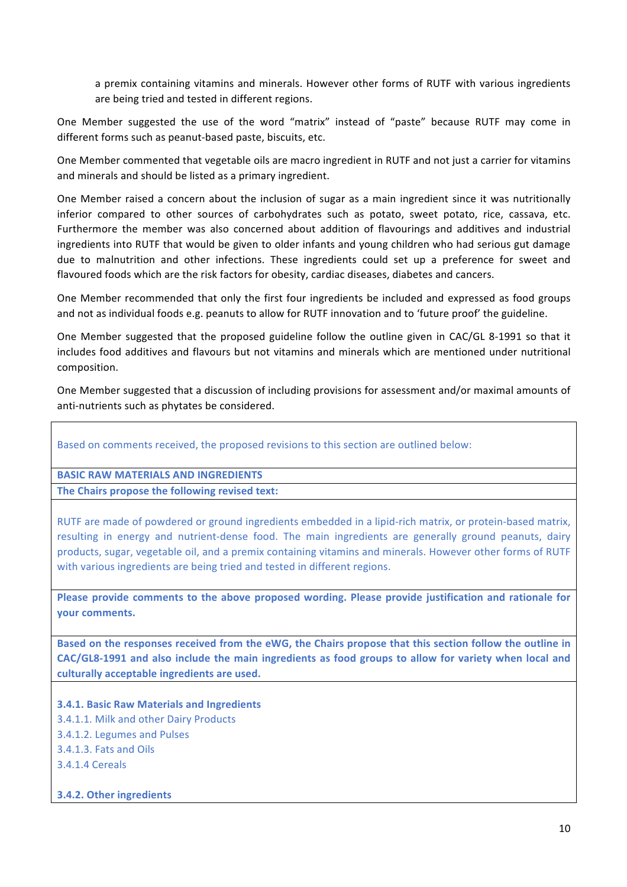a premix containing vitamins and minerals. However other forms of RUTF with various ingredients are being tried and tested in different regions.

One Member suggested the use of the word "matrix" instead of "paste" because RUTF may come in different forms such as peanut-based paste, biscuits, etc.

One Member commented that vegetable oils are macro ingredient in RUTF and not just a carrier for vitamins and minerals and should be listed as a primary ingredient.

One Member raised a concern about the inclusion of sugar as a main ingredient since it was nutritionally inferior compared to other sources of carbohydrates such as potato, sweet potato, rice, cassava, etc. Furthermore the member was also concerned about addition of flavourings and additives and industrial ingredients into RUTF that would be given to older infants and young children who had serious gut damage due to malnutrition and other infections. These ingredients could set up a preference for sweet and flavoured foods which are the risk factors for obesity, cardiac diseases, diabetes and cancers.

One Member recommended that only the first four ingredients be included and expressed as food groups and not as individual foods e.g. peanuts to allow for RUTF innovation and to 'future proof' the guideline.

One Member suggested that the proposed guideline follow the outline given in CAC/GL 8-1991 so that it includes food additives and flavours but not vitamins and minerals which are mentioned under nutritional composition.

One Member suggested that a discussion of including provisions for assessment and/or maximal amounts of anti-nutrients such as phytates be considered.

Based on comments received, the proposed revisions to this section are outlined below:

**BASIC RAW MATERIALS AND INGREDIENTS**

**The Chairs propose the following revised text:**

RUTF are made of powdered or ground ingredients embedded in a lipid-rich matrix, or protein-based matrix, resulting in energy and nutrient-dense food. The main ingredients are generally ground peanuts, dairy products, sugar, vegetable oil, and a premix containing vitamins and minerals. However other forms of RUTF with various ingredients are being tried and tested in different regions.

**Please provide comments to the above proposed wording. Please provide justification and rationale for your comments.**

**Based on the responses received from the eWG, the Chairs propose that this section follow the outline in CAC/GL8-1991 and also include the main ingredients as food groups to allow for variety when local and culturally acceptable ingredients are used.**

**3.4.1. Basic Raw Materials and Ingredients**

3.4.1.1. Milk and other Dairy Products

3.4.1.2. Legumes and Pulses

3.4.1.3. Fats and Oils

3.4.1.4 Cereals

**3.4.2. Other ingredients**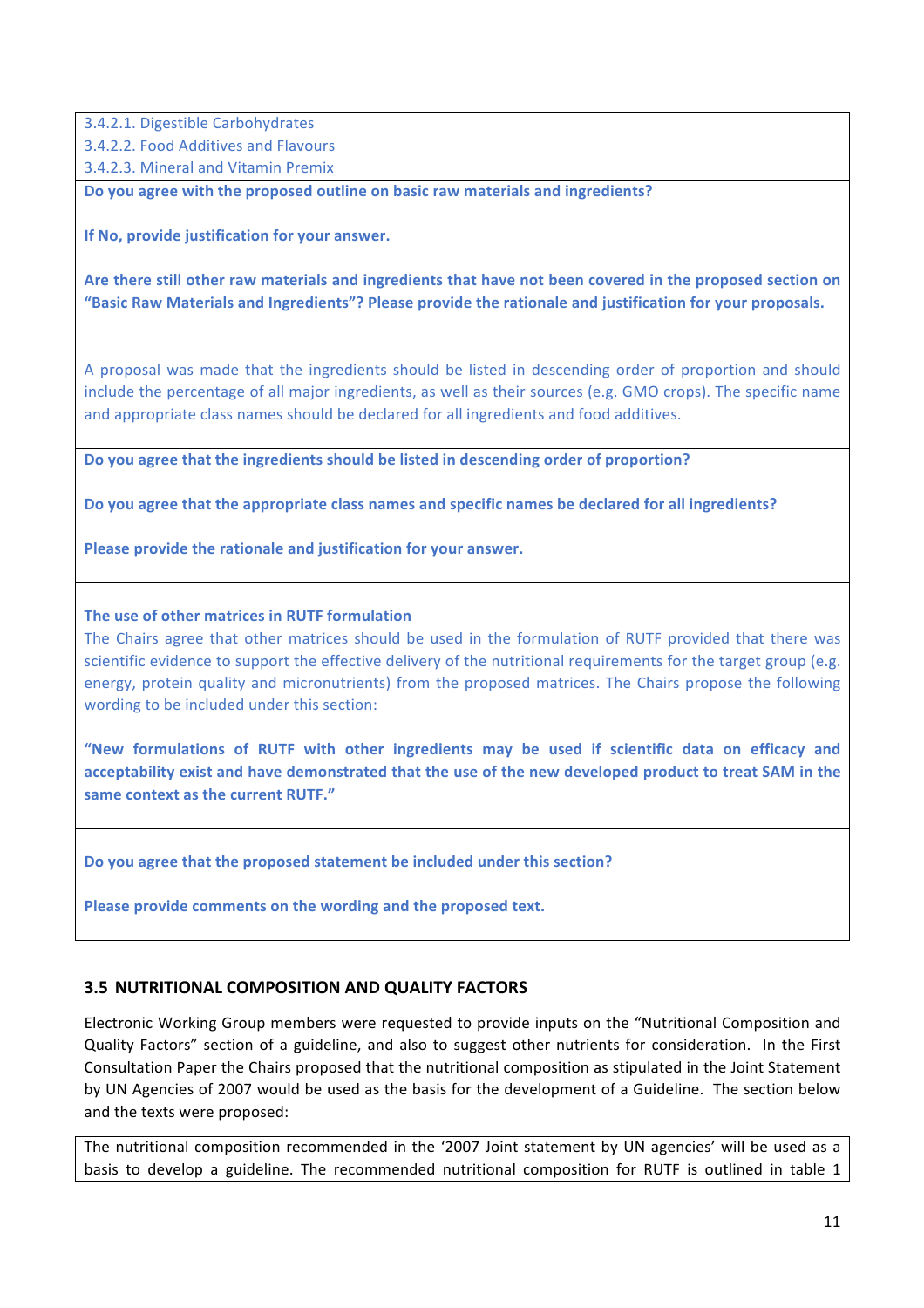3.4.2.1. Digestible Carbohydrates
3.4.2.2. Food Additives and Flavours
3.4.2.3. Mineral and Vitamin Premix

**Do you agree with the proposed outline on basic raw materials and ingredients?**

**If No, provide justification for your answer.**

**Are there still other raw materials and ingredients that have not been covered in the proposed section on "Basic Raw Materials and Ingredients"? Please provide the rationale and justification for your proposals.**

A proposal was made that the ingredients should be listed in descending order of proportion and should include the percentage of all major ingredients, as well as their sources (e.g. GMO crops). The specific name and appropriate class names should be declared for all ingredients and food additives.

**Do you agree that the ingredients should be listed in descending order of proportion?**

**Do you agree that the appropriate class names and specific names be declared for all ingredients?**

**Please provide the rationale and justification for your answer.**

**The use of other matrices in RUTF formulation**

The Chairs agree that other matrices should be used in the formulation of RUTF provided that there was scientific evidence to support the effective delivery of the nutritional requirements for the target group (e.g. energy, protein quality and micronutrients) from the proposed matrices. The Chairs propose the following wording to be included under this section:

**"New formulations of RUTF with other ingredients may be used if scientific data on efficacy and acceptability exist and have demonstrated that the use of the new developed product to treat SAM in the same context as the current RUTF."**

**Do you agree that the proposed statement be included under this section?**

**Please provide comments on the wording and the proposed text.**

### 3.5 NUTRITIONAL COMPOSITION AND QUALITY FACTORS

Electronic Working Group members were requested to provide inputs on the "Nutritional Composition and Quality Factors" section of a guideline, and also to suggest other nutrients for consideration. In the First Consultation Paper the Chairs proposed that the nutritional composition as stipulated in the Joint Statement by UN Agencies of 2007 would be used as the basis for the development of a Guideline. The section below and the texts were proposed:

The nutritional composition recommended in the '2007 Joint statement by UN agencies' will be used as a basis to develop a guideline. The recommended nutritional composition for RUTF is outlined in table 1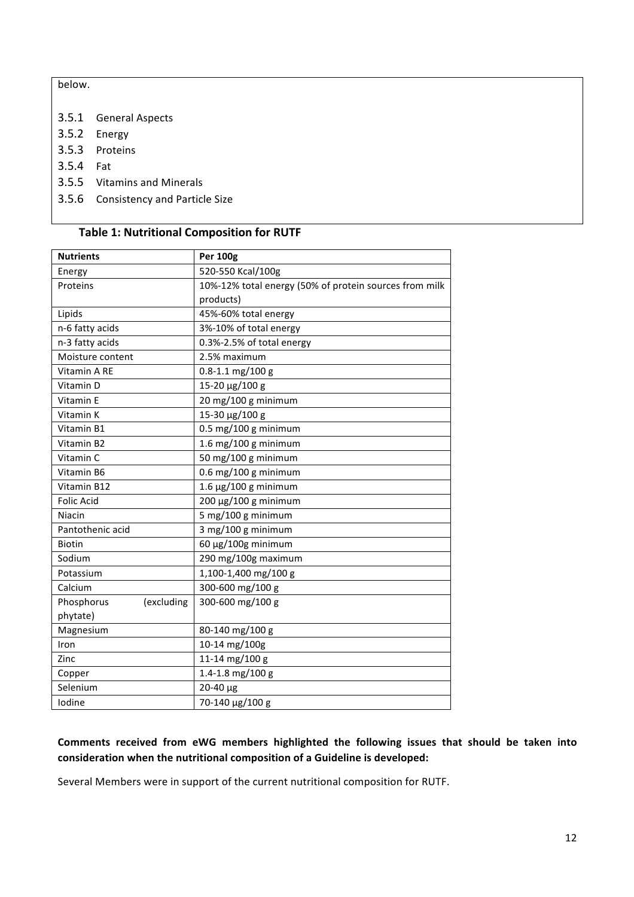below.

3.5.1 General Aspects
3.5.2 Energy
3.5.3 Proteins
3.5.4 Fat
3.5.5 Vitamins and Minerals
3.5.6 Consistency and Particle Size

**Table 1: Nutritional Composition for RUTF**

| **Nutrients** | **Per 100g** |
|---|---|
| Energy | 520-550 Kcal/100g |
| Proteins | 10%-12% total energy (50% of protein sources from milk products) |
| Lipids | 45%-60% total energy |
| n-6 fatty acids | 3%-10% of total energy |
| n-3 fatty acids | 0.3%-2.5% of total energy |
| Moisture content | 2.5% maximum |
| Vitamin A RE | 0.8-1.1 mg/100 g |
| Vitamin D | 15-20 µg/100 g |
| Vitamin E | 20 mg/100 g minimum |
| Vitamin K | 15-30 µg/100 g |
| Vitamin B1 | 0.5 mg/100 g minimum |
| Vitamin B2 | 1.6 mg/100 g minimum |
| Vitamin C | 50 mg/100 g minimum |
| Vitamin B6 | 0.6 mg/100 g minimum |
| Vitamin B12 | 1.6 µg/100 g minimum |
| Folic Acid | 200 µg/100 g minimum |
| Niacin | 5 mg/100 g minimum |
| Pantothenic acid | 3 mg/100 g minimum |
| Biotin | 60 µg/100g minimum |
| Sodium | 290 mg/100g maximum |
| Potassium | 1,100-1,400 mg/100 g |
| Calcium | 300-600 mg/100 g |
| Phosphorus (excluding phytate) | 300-600 mg/100 g |
| Magnesium | 80-140 mg/100 g |
| Iron | 10-14 mg/100g |
| Zinc | 11-14 mg/100 g |
| Copper | 1.4-1.8 mg/100 g |
| Selenium | 20-40 µg |
| Iodine | 70-140 µg/100 g |

**Comments received from eWG members highlighted the following issues that should be taken into consideration when the nutritional composition of a Guideline is developed:**

Several Members were in support of the current nutritional composition for RUTF.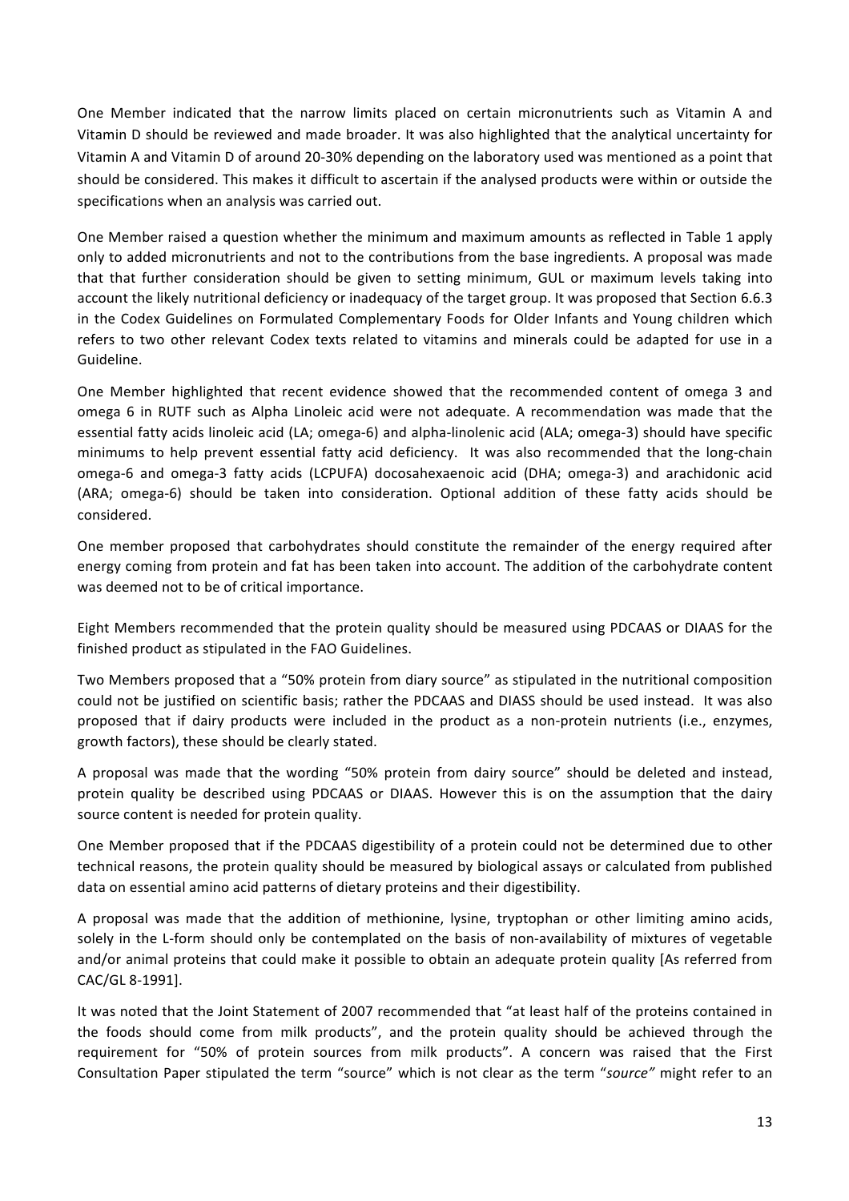One Member indicated that the narrow limits placed on certain micronutrients such as Vitamin A and Vitamin D should be reviewed and made broader. It was also highlighted that the analytical uncertainty for Vitamin A and Vitamin D of around 20-30% depending on the laboratory used was mentioned as a point that should be considered. This makes it difficult to ascertain if the analysed products were within or outside the specifications when an analysis was carried out.

One Member raised a question whether the minimum and maximum amounts as reflected in Table 1 apply only to added micronutrients and not to the contributions from the base ingredients. A proposal was made that that further consideration should be given to setting minimum, GUL or maximum levels taking into account the likely nutritional deficiency or inadequacy of the target group. It was proposed that Section 6.6.3 in the Codex Guidelines on Formulated Complementary Foods for Older Infants and Young children which refers to two other relevant Codex texts related to vitamins and minerals could be adapted for use in a Guideline.

One Member highlighted that recent evidence showed that the recommended content of omega 3 and omega 6 in RUTF such as Alpha Linoleic acid were not adequate. A recommendation was made that the essential fatty acids linoleic acid (LA; omega-6) and alpha-linolenic acid (ALA; omega-3) should have specific minimums to help prevent essential fatty acid deficiency. It was also recommended that the long-chain omega-6 and omega-3 fatty acids (LCPUFA) docosahexaenoic acid (DHA; omega-3) and arachidonic acid (ARA; omega-6) should be taken into consideration. Optional addition of these fatty acids should be considered.

One member proposed that carbohydrates should constitute the remainder of the energy required after energy coming from protein and fat has been taken into account. The addition of the carbohydrate content was deemed not to be of critical importance.

Eight Members recommended that the protein quality should be measured using PDCAAS or DIAAS for the finished product as stipulated in the FAO Guidelines.

Two Members proposed that a "50% protein from diary source" as stipulated in the nutritional composition could not be justified on scientific basis; rather the PDCAAS and DIASS should be used instead. It was also proposed that if dairy products were included in the product as a non-protein nutrients (i.e., enzymes, growth factors), these should be clearly stated.

A proposal was made that the wording "50% protein from dairy source" should be deleted and instead, protein quality be described using PDCAAS or DIAAS. However this is on the assumption that the dairy source content is needed for protein quality.

One Member proposed that if the PDCAAS digestibility of a protein could not be determined due to other technical reasons, the protein quality should be measured by biological assays or calculated from published data on essential amino acid patterns of dietary proteins and their digestibility.

A proposal was made that the addition of methionine, lysine, tryptophan or other limiting amino acids, solely in the L-form should only be contemplated on the basis of non-availability of mixtures of vegetable and/or animal proteins that could make it possible to obtain an adequate protein quality [As referred from CAC/GL 8-1991].

It was noted that the Joint Statement of 2007 recommended that "at least half of the proteins contained in the foods should come from milk products", and the protein quality should be achieved through the requirement for "50% of protein sources from milk products". A concern was raised that the First Consultation Paper stipulated the term "source" which is not clear as the term "*source"* might refer to an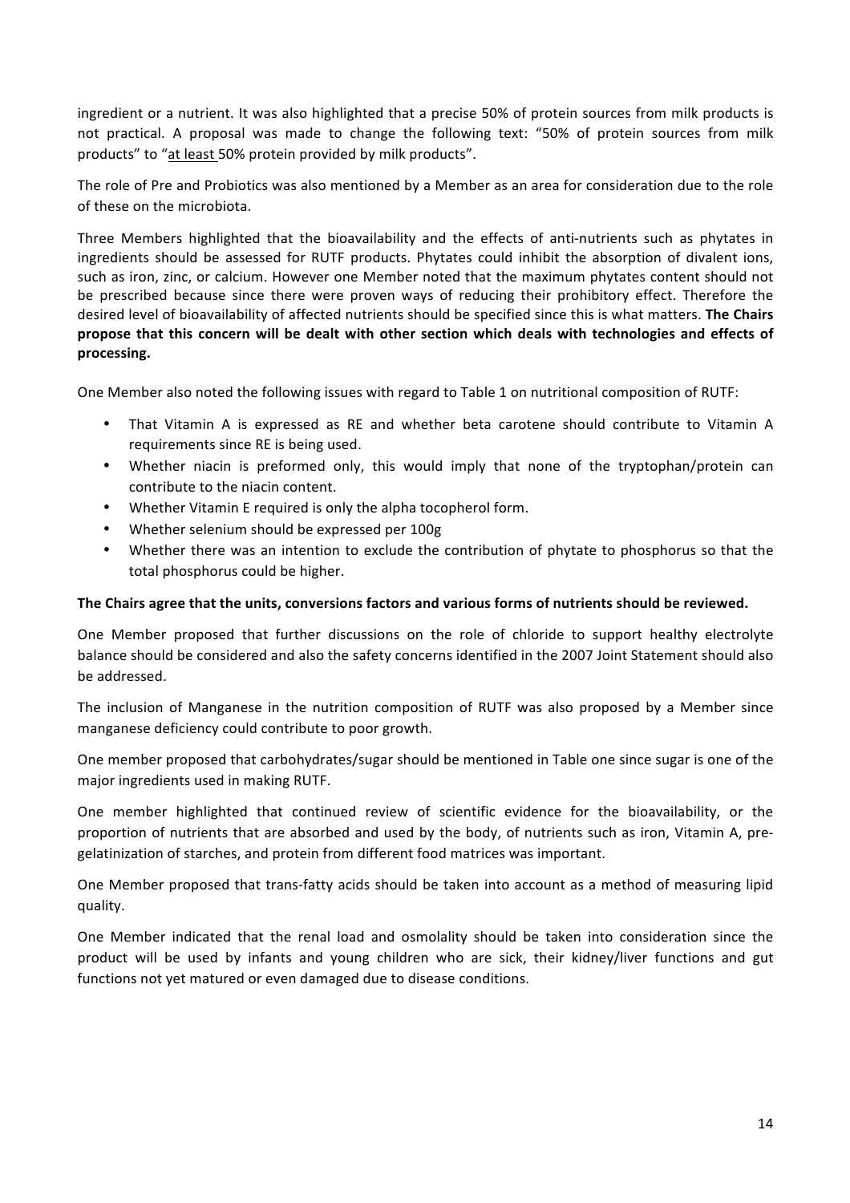ingredient or a nutrient. It was also highlighted that a precise 50% of protein sources from milk products is not practical. A proposal was made to change the following text: "50% of protein sources from milk products" to "<u>at least</u> 50% protein provided by milk products".

The role of Pre and Probiotics was also mentioned by a Member as an area for consideration due to the role of these on the microbiota.

Three Members highlighted that the bioavailability and the effects of anti-nutrients such as phytates in ingredients should be assessed for RUTF products. Phytates could inhibit the absorption of divalent ions, such as iron, zinc, or calcium. However one Member noted that the maximum phytates content should not be prescribed because since there were proven ways of reducing their prohibitory effect. Therefore the desired level of bioavailability of affected nutrients should be specified since this is what matters. **The Chairs propose that this concern will be dealt with other section which deals with technologies and effects of processing.**

One Member also noted the following issues with regard to Table 1 on nutritional composition of RUTF:

- That Vitamin A is expressed as RE and whether beta carotene should contribute to Vitamin A requirements since RE is being used.
- Whether niacin is preformed only, this would imply that none of the tryptophan/protein can contribute to the niacin content.
- Whether Vitamin E required is only the alpha tocopherol form.
- Whether selenium should be expressed per 100g
- Whether there was an intention to exclude the contribution of phytate to phosphorus so that the total phosphorus could be higher.

**The Chairs agree that the units, conversions factors and various forms of nutrients should be reviewed.**

One Member proposed that further discussions on the role of chloride to support healthy electrolyte balance should be considered and also the safety concerns identified in the 2007 Joint Statement should also be addressed.

The inclusion of Manganese in the nutrition composition of RUTF was also proposed by a Member since manganese deficiency could contribute to poor growth.

One member proposed that carbohydrates/sugar should be mentioned in Table one since sugar is one of the major ingredients used in making RUTF.

One member highlighted that continued review of scientific evidence for the bioavailability, or the proportion of nutrients that are absorbed and used by the body, of nutrients such as iron, Vitamin A, pre-gelatinization of starches, and protein from different food matrices was important.

One Member proposed that trans-fatty acids should be taken into account as a method of measuring lipid quality.

One Member indicated that the renal load and osmolality should be taken into consideration since the product will be used by infants and young children who are sick, their kidney/liver functions and gut functions not yet matured or even damaged due to disease conditions.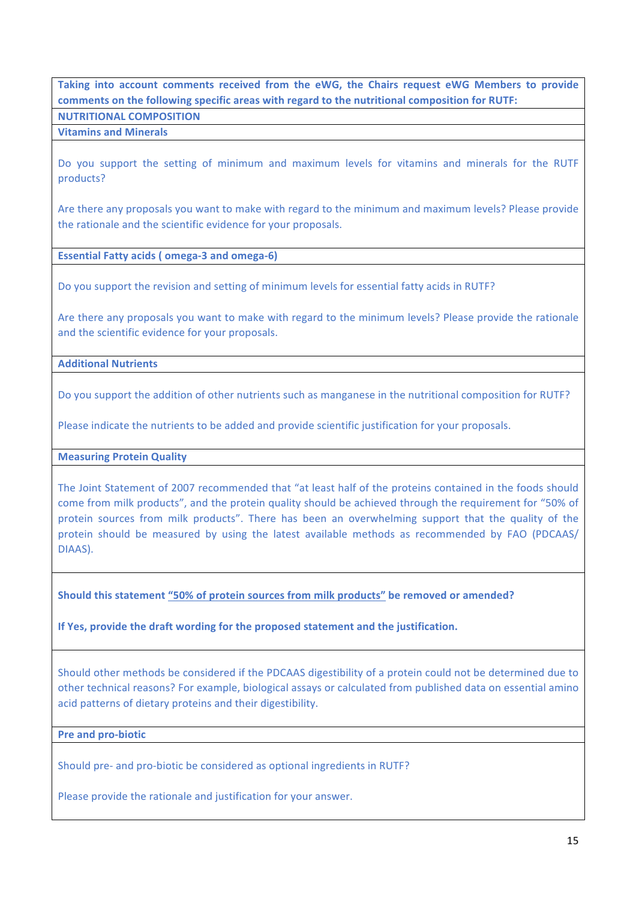**Taking into account comments received from the eWG, the Chairs request eWG Members to provide comments on the following specific areas with regard to the nutritional composition for RUTF:**

**NUTRITIONAL COMPOSITION**

**Vitamins and Minerals**

Do you support the setting of minimum and maximum levels for vitamins and minerals for the RUTF products?

Are there any proposals you want to make with regard to the minimum and maximum levels? Please provide the rationale and the scientific evidence for your proposals.

**Essential Fatty acids ( omega-3 and omega-6)**

Do you support the revision and setting of minimum levels for essential fatty acids in RUTF?

Are there any proposals you want to make with regard to the minimum levels? Please provide the rationale and the scientific evidence for your proposals.

**Additional Nutrients**

Do you support the addition of other nutrients such as manganese in the nutritional composition for RUTF?

Please indicate the nutrients to be added and provide scientific justification for your proposals.

**Measuring Protein Quality**

The Joint Statement of 2007 recommended that "at least half of the proteins contained in the foods should come from milk products", and the protein quality should be achieved through the requirement for "50% of protein sources from milk products". There has been an overwhelming support that the quality of the protein should be measured by using the latest available methods as recommended by FAO (PDCAAS/ DIAAS).

**Should this statement <u>"50% of protein sources from milk products"</u> be removed or amended?**

**If Yes, provide the draft wording for the proposed statement and the justification.**

Should other methods be considered if the PDCAAS digestibility of a protein could not be determined due to other technical reasons? For example, biological assays or calculated from published data on essential amino acid patterns of dietary proteins and their digestibility.

**Pre and pro-biotic**

Should pre- and pro-biotic be considered as optional ingredients in RUTF?

Please provide the rationale and justification for your answer.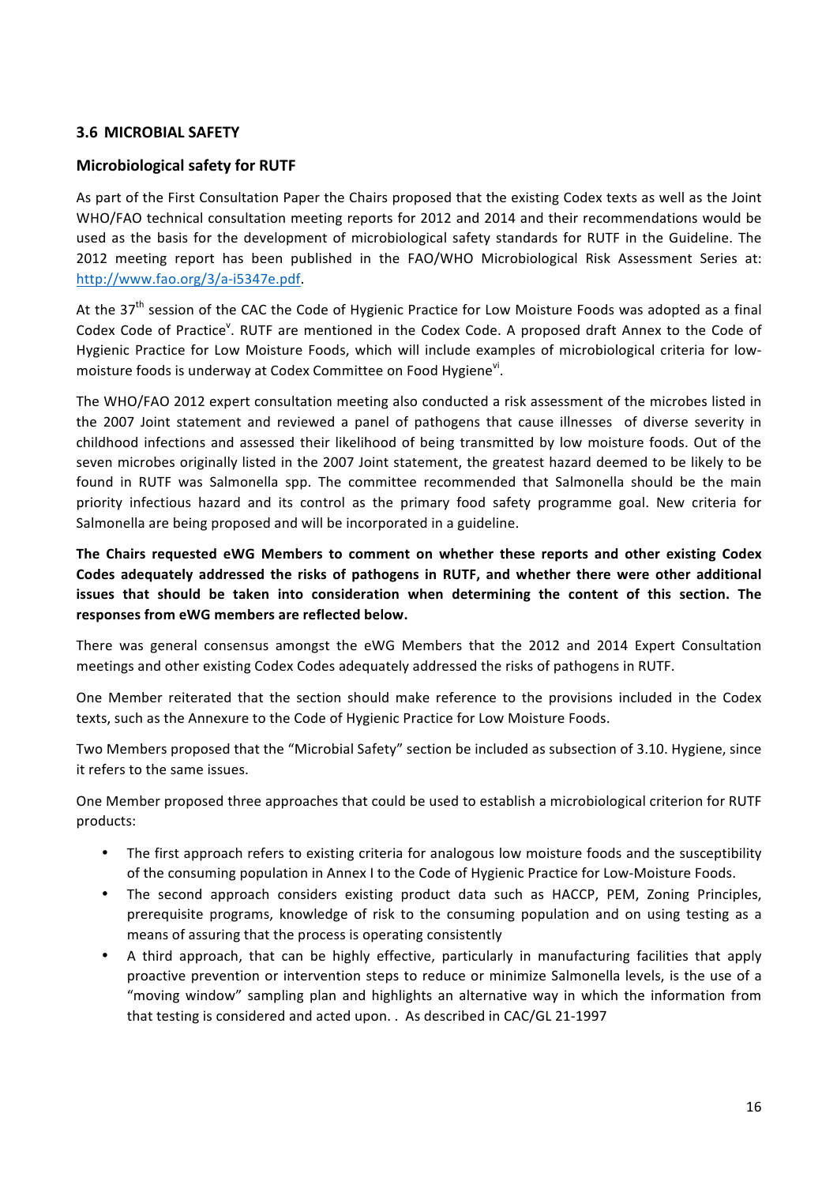### 3.6 MICROBIAL SAFETY

### Microbiological safety for RUTF

As part of the First Consultation Paper the Chairs proposed that the existing Codex texts as well as the Joint WHO/FAO technical consultation meeting reports for 2012 and 2014 and their recommendations would be used as the basis for the development of microbiological safety standards for RUTF in the Guideline. The 2012 meeting report has been published in the FAO/WHO Microbiological Risk Assessment Series at: [http://www.fao.org/3/a-i5347e.pdf](http://www.fao.org/3/a-i5347e.pdf).

At the 37th session of the CAC the Code of Hygienic Practice for Low Moisture Foods was adopted as a final Codex Code of Practice[v]. RUTF are mentioned in the Codex Code. A proposed draft Annex to the Code of Hygienic Practice for Low Moisture Foods, which will include examples of microbiological criteria for low-moisture foods is underway at Codex Committee on Food Hygiene[vi].

The WHO/FAO 2012 expert consultation meeting also conducted a risk assessment of the microbes listed in the 2007 Joint statement and reviewed a panel of pathogens that cause illnesses of diverse severity in childhood infections and assessed their likelihood of being transmitted by low moisture foods. Out of the seven microbes originally listed in the 2007 Joint statement, the greatest hazard deemed to be likely to be found in RUTF was Salmonella spp. The committee recommended that Salmonella should be the main priority infectious hazard and its control as the primary food safety programme goal. New criteria for Salmonella are being proposed and will be incorporated in a guideline.

**The Chairs requested eWG Members to comment on whether these reports and other existing Codex Codes adequately addressed the risks of pathogens in RUTF, and whether there were other additional issues that should be taken into consideration when determining the content of this section. The responses from eWG members are reflected below.**

There was general consensus amongst the eWG Members that the 2012 and 2014 Expert Consultation meetings and other existing Codex Codes adequately addressed the risks of pathogens in RUTF.

One Member reiterated that the section should make reference to the provisions included in the Codex texts, such as the Annexure to the Code of Hygienic Practice for Low Moisture Foods.

Two Members proposed that the "Microbial Safety" section be included as subsection of 3.10. Hygiene, since it refers to the same issues.

One Member proposed three approaches that could be used to establish a microbiological criterion for RUTF products:

- The first approach refers to existing criteria for analogous low moisture foods and the susceptibility of the consuming population in Annex I to the Code of Hygienic Practice for Low-Moisture Foods.
- The second approach considers existing product data such as HACCP, PEM, Zoning Principles, prerequisite programs, knowledge of risk to the consuming population and on using testing as a means of assuring that the process is operating consistently
- A third approach, that can be highly effective, particularly in manufacturing facilities that apply proactive prevention or intervention steps to reduce or minimize Salmonella levels, is the use of a "moving window" sampling plan and highlights an alternative way in which the information from that testing is considered and acted upon. . As described in CAC/GL 21-1997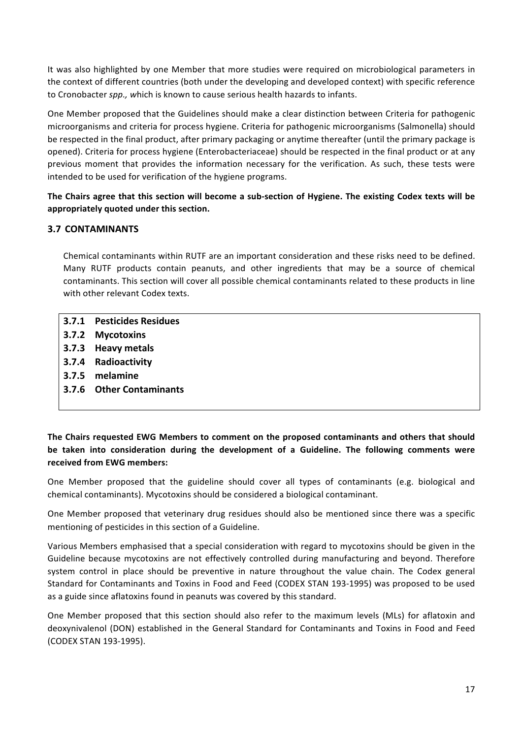It was also highlighted by one Member that more studies were required on microbiological parameters in the context of different countries (both under the developing and developed context) with specific reference to Cronobacter *spp., w*hich is known to cause serious health hazards to infants.

One Member proposed that the Guidelines should make a clear distinction between Criteria for pathogenic microorganisms and criteria for process hygiene. Criteria for pathogenic microorganisms (Salmonella) should be respected in the final product, after primary packaging or anytime thereafter (until the primary package is opened). Criteria for process hygiene (Enterobacteriaceae) should be respected in the final product or at any previous moment that provides the information necessary for the verification. As such, these tests were intended to be used for verification of the hygiene programs.

**The Chairs agree that this section will become a sub-section of Hygiene. The existing Codex texts will be appropriately quoted under this section.**

## 3.7 CONTAMINANTS

Chemical contaminants within RUTF are an important consideration and these risks need to be defined. Many RUTF products contain peanuts, and other ingredients that may be a source of chemical contaminants. This section will cover all possible chemical contaminants related to these products in line with other relevant Codex texts.

**3.7.1 Pesticides Residues**
**3.7.2 Mycotoxins**
**3.7.3 Heavy metals**
**3.7.4 Radioactivity**
**3.7.5 melamine**
**3.7.6 Other Contaminants**

**The Chairs requested EWG Members to comment on the proposed contaminants and others that should be taken into consideration during the development of a Guideline. The following comments were received from EWG members:**

One Member proposed that the guideline should cover all types of contaminants (e.g. biological and chemical contaminants). Mycotoxins should be considered a biological contaminant.

One Member proposed that veterinary drug residues should also be mentioned since there was a specific mentioning of pesticides in this section of a Guideline.

Various Members emphasised that a special consideration with regard to mycotoxins should be given in the Guideline because mycotoxins are not effectively controlled during manufacturing and beyond. Therefore system control in place should be preventive in nature throughout the value chain. The Codex general Standard for Contaminants and Toxins in Food and Feed (CODEX STAN 193-1995) was proposed to be used as a guide since aflatoxins found in peanuts was covered by this standard.

One Member proposed that this section should also refer to the maximum levels (MLs) for aflatoxin and deoxynivalenol (DON) established in the General Standard for Contaminants and Toxins in Food and Feed (CODEX STAN 193-1995).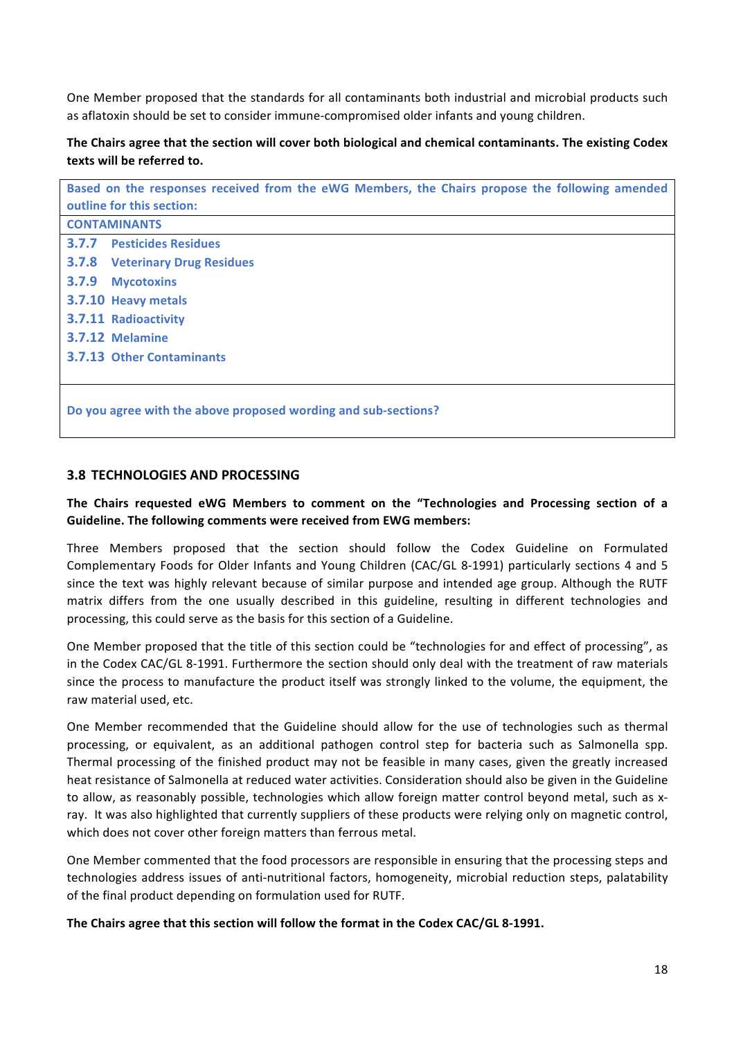One Member proposed that the standards for all contaminants both industrial and microbial products such as aflatoxin should be set to consider immune-compromised older infants and young children.

**The Chairs agree that the section will cover both biological and chemical contaminants. The existing Codex texts will be referred to.**

| **Based on the responses received from the eWG Members, the Chairs propose the following amended outline for this section:** |
|---|
| **CONTAMINANTS** |
| **3.7.7 Pesticides Residues**<br>**3.7.8 Veterinary Drug Residues**<br>**3.7.9 Mycotoxins**<br>**3.7.10 Heavy metals**<br>**3.7.11 Radioactivity**<br>**3.7.12 Melamine**<br>**3.7.13 Other Contaminants** |
| **Do you agree with the above proposed wording and sub-sections?** |

### 3.8 TECHNOLOGIES AND PROCESSING

**The Chairs requested eWG Members to comment on the "Technologies and Processing section of a Guideline. The following comments were received from EWG members:**

Three Members proposed that the section should follow the Codex Guideline on Formulated Complementary Foods for Older Infants and Young Children (CAC/GL 8-1991) particularly sections 4 and 5 since the text was highly relevant because of similar purpose and intended age group. Although the RUTF matrix differs from the one usually described in this guideline, resulting in different technologies and processing, this could serve as the basis for this section of a Guideline.

One Member proposed that the title of this section could be "technologies for and effect of processing", as in the Codex CAC/GL 8-1991. Furthermore the section should only deal with the treatment of raw materials since the process to manufacture the product itself was strongly linked to the volume, the equipment, the raw material used, etc.

One Member recommended that the Guideline should allow for the use of technologies such as thermal processing, or equivalent, as an additional pathogen control step for bacteria such as Salmonella spp. Thermal processing of the finished product may not be feasible in many cases, given the greatly increased heat resistance of Salmonella at reduced water activities. Consideration should also be given in the Guideline to allow, as reasonably possible, technologies which allow foreign matter control beyond metal, such as x-ray. It was also highlighted that currently suppliers of these products were relying only on magnetic control, which does not cover other foreign matters than ferrous metal.

One Member commented that the food processors are responsible in ensuring that the processing steps and technologies address issues of anti-nutritional factors, homogeneity, microbial reduction steps, palatability of the final product depending on formulation used for RUTF.

**The Chairs agree that this section will follow the format in the Codex CAC/GL 8-1991.**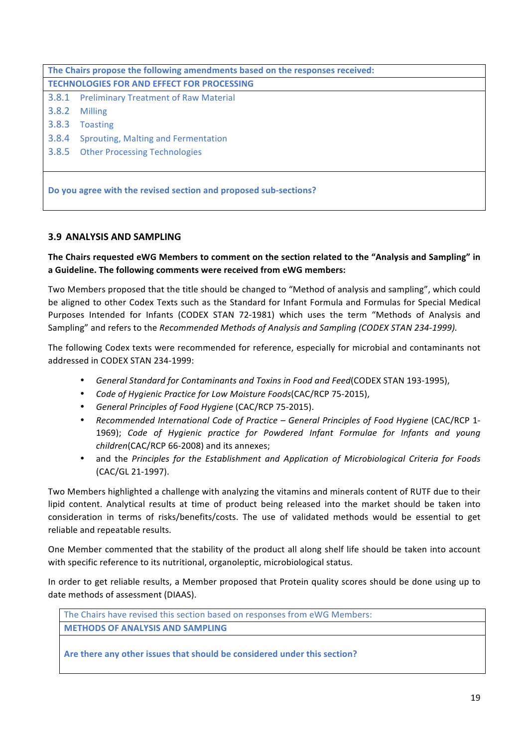The Chairs propose the following amendments based on the responses received:

**TECHNOLOGIES FOR AND EFFECT FOR PROCESSING**

3.8.1 Preliminary Treatment of Raw Material

3.8.2 Milling

3.8.3 Toasting

3.8.4 Sprouting, Malting and Fermentation

3.8.5 Other Processing Technologies

**Do you agree with the revised section and proposed sub-sections?**

### 3.9 ANALYSIS AND SAMPLING

**The Chairs requested eWG Members to comment on the section related to the "Analysis and Sampling" in a Guideline. The following comments were received from eWG members:**

Two Members proposed that the title should be changed to "Method of analysis and sampling", which could be aligned to other Codex Texts such as the Standard for Infant Formula and Formulas for Special Medical Purposes Intended for Infants (CODEX STAN 72-1981) which uses the term "Methods of Analysis and Sampling" and refers to the *Recommended Methods of Analysis and Sampling (CODEX STAN 234-1999).*

The following Codex texts were recommended for reference, especially for microbial and contaminants not addressed in CODEX STAN 234-1999:

- *General Standard for Contaminants and Toxins in Food and Feed*(CODEX STAN 193-1995),
- *Code of Hygienic Practice for Low Moisture Foods*(CAC/RCP 75-2015),
- *General Principles of Food Hygiene* (CAC/RCP 75-2015).
- *Recommended International Code of Practice – General Principles of Food Hygiene* (CAC/RCP 1-1969); *Code of Hygienic practice for Powdered Infant Formulae for Infants and young children*(CAC/RCP 66-2008) and its annexes;
- and the *Principles for the Establishment and Application of Microbiological Criteria for Foods* (CAC/GL 21-1997).

Two Members highlighted a challenge with analyzing the vitamins and minerals content of RUTF due to their lipid content. Analytical results at time of product being released into the market should be taken into consideration in terms of risks/benefits/costs. The use of validated methods would be essential to get reliable and repeatable results.

One Member commented that the stability of the product all along shelf life should be taken into account with specific reference to its nutritional, organoleptic, microbiological status.

In order to get reliable results, a Member proposed that Protein quality scores should be done using up to date methods of assessment (DIAAS).

The Chairs have revised this section based on responses from eWG Members:

**METHODS OF ANALYSIS AND SAMPLING**

**Are there any other issues that should be considered under this section?**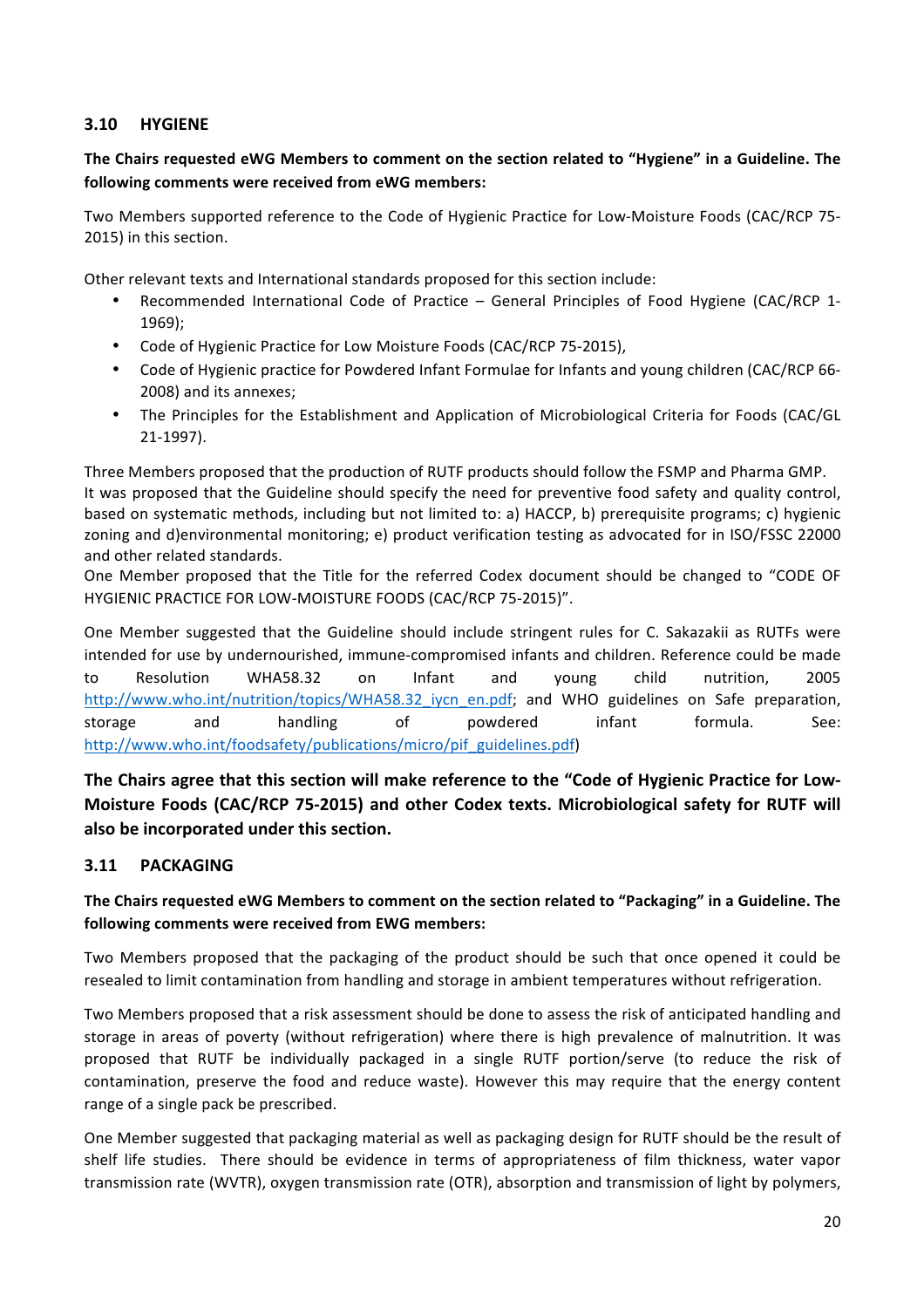## 3.10 HYGIENE

**The Chairs requested eWG Members to comment on the section related to "Hygiene" in a Guideline. The following comments were received from eWG members:**

Two Members supported reference to the Code of Hygienic Practice for Low-Moisture Foods (CAC/RCP 75-2015) in this section.

Other relevant texts and International standards proposed for this section include:

- Recommended International Code of Practice – General Principles of Food Hygiene (CAC/RCP 1-1969);
- Code of Hygienic Practice for Low Moisture Foods (CAC/RCP 75-2015),
- Code of Hygienic practice for Powdered Infant Formulae for Infants and young children (CAC/RCP 66-2008) and its annexes;
- The Principles for the Establishment and Application of Microbiological Criteria for Foods (CAC/GL 21-1997).

Three Members proposed that the production of RUTF products should follow the FSMP and Pharma GMP.
It was proposed that the Guideline should specify the need for preventive food safety and quality control, based on systematic methods, including but not limited to: a) HACCP, b) prerequisite programs; c) hygienic zoning and d)environmental monitoring; e) product verification testing as advocated for in ISO/FSSC 22000 and other related standards.
One Member proposed that the Title for the referred Codex document should be changed to "CODE OF HYGIENIC PRACTICE FOR LOW-MOISTURE FOODS (CAC/RCP 75-2015)".

One Member suggested that the Guideline should include stringent rules for C. Sakazakii as RUTFs were intended for use by undernourished, immune-compromised infants and children. Reference could be made to Resolution WHA58.32 on Infant and young child nutrition, 2005 http://www.who.int/nutrition/topics/WHA58.32_iycn_en.pdf; and WHO guidelines on Safe preparation, storage and handling of powdered infant formula. See: http://www.who.int/foodsafety/publications/micro/pif_guidelines.pdf)

**The Chairs agree that this section will make reference to the "Code of Hygienic Practice for Low-Moisture Foods (CAC/RCP 75-2015) and other Codex texts. Microbiological safety for RUTF will also be incorporated under this section.**

## 3.11 PACKAGING

**The Chairs requested eWG Members to comment on the section related to "Packaging" in a Guideline. The following comments were received from EWG members:**

Two Members proposed that the packaging of the product should be such that once opened it could be resealed to limit contamination from handling and storage in ambient temperatures without refrigeration.

Two Members proposed that a risk assessment should be done to assess the risk of anticipated handling and storage in areas of poverty (without refrigeration) where there is high prevalence of malnutrition. It was proposed that RUTF be individually packaged in a single RUTF portion/serve (to reduce the risk of contamination, preserve the food and reduce waste). However this may require that the energy content range of a single pack be prescribed.

One Member suggested that packaging material as well as packaging design for RUTF should be the result of shelf life studies. There should be evidence in terms of appropriateness of film thickness, water vapor transmission rate (WVTR), oxygen transmission rate (OTR), absorption and transmission of light by polymers,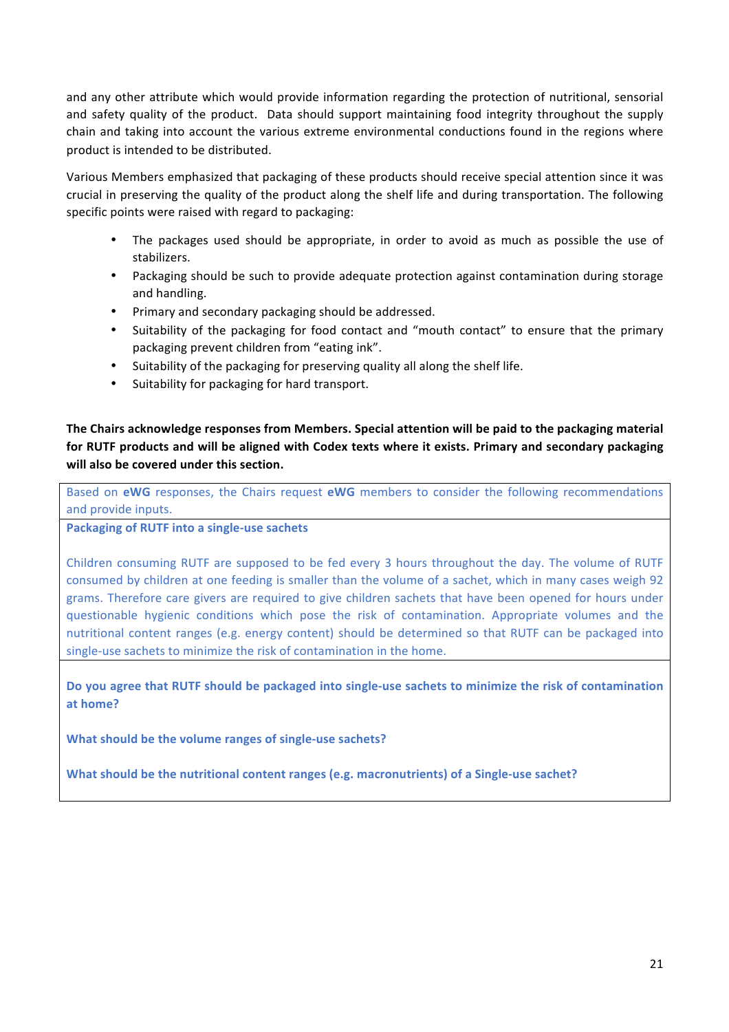and any other attribute which would provide information regarding the protection of nutritional, sensorial and safety quality of the product. Data should support maintaining food integrity throughout the supply chain and taking into account the various extreme environmental conductions found in the regions where product is intended to be distributed.

Various Members emphasized that packaging of these products should receive special attention since it was crucial in preserving the quality of the product along the shelf life and during transportation. The following specific points were raised with regard to packaging:

- The packages used should be appropriate, in order to avoid as much as possible the use of stabilizers.
- Packaging should be such to provide adequate protection against contamination during storage and handling.
- Primary and secondary packaging should be addressed.
- Suitability of the packaging for food contact and "mouth contact" to ensure that the primary packaging prevent children from "eating ink".
- Suitability of the packaging for preserving quality all along the shelf life.
- Suitability for packaging for hard transport.

**The Chairs acknowledge responses from Members. Special attention will be paid to the packaging material for RUTF products and will be aligned with Codex texts where it exists. Primary and secondary packaging will also be covered under this section.**

Based on **eWG** responses, the Chairs request **eWG** members to consider the following recommendations and provide inputs.

**Packaging of RUTF into a single-use sachets**

Children consuming RUTF are supposed to be fed every 3 hours throughout the day. The volume of RUTF consumed by children at one feeding is smaller than the volume of a sachet, which in many cases weigh 92 grams. Therefore care givers are required to give children sachets that have been opened for hours under questionable hygienic conditions which pose the risk of contamination. Appropriate volumes and the nutritional content ranges (e.g. energy content) should be determined so that RUTF can be packaged into single-use sachets to minimize the risk of contamination in the home.

**Do you agree that RUTF should be packaged into single-use sachets to minimize the risk of contamination at home?**

**What should be the volume ranges of single-use sachets?**

**What should be the nutritional content ranges (e.g. macronutrients) of a Single-use sachet?**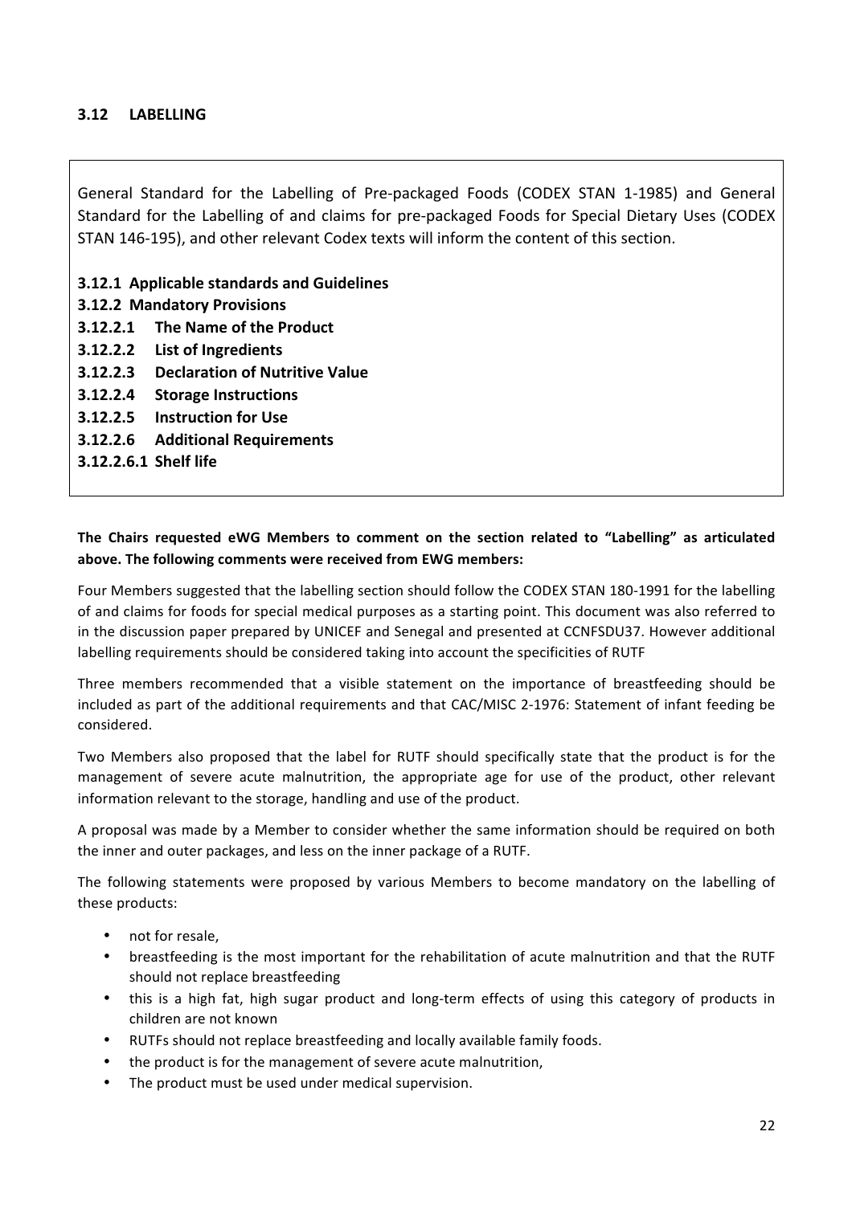### 3.12 LABELLING

General Standard for the Labelling of Pre-packaged Foods (CODEX STAN 1-1985) and General Standard for the Labelling of and claims for pre-packaged Foods for Special Dietary Uses (CODEX STAN 146-195), and other relevant Codex texts will inform the content of this section.

**3.12.1 Applicable standards and Guidelines**
**3.12.2 Mandatory Provisions**
**3.12.2.1 The Name of the Product**
**3.12.2.2 List of Ingredients**
**3.12.2.3 Declaration of Nutritive Value**
**3.12.2.4 Storage Instructions**
**3.12.2.5 Instruction for Use**
**3.12.2.6 Additional Requirements**
**3.12.2.6.1 Shelf life**

**The Chairs requested eWG Members to comment on the section related to "Labelling" as articulated above. The following comments were received from EWG members:**

Four Members suggested that the labelling section should follow the CODEX STAN 180-1991 for the labelling of and claims for foods for special medical purposes as a starting point. This document was also referred to in the discussion paper prepared by UNICEF and Senegal and presented at CCNFSDU37. However additional labelling requirements should be considered taking into account the specificities of RUTF

Three members recommended that a visible statement on the importance of breastfeeding should be included as part of the additional requirements and that CAC/MISC 2-1976: Statement of infant feeding be considered.

Two Members also proposed that the label for RUTF should specifically state that the product is for the management of severe acute malnutrition, the appropriate age for use of the product, other relevant information relevant to the storage, handling and use of the product.

A proposal was made by a Member to consider whether the same information should be required on both the inner and outer packages, and less on the inner package of a RUTF.

The following statements were proposed by various Members to become mandatory on the labelling of these products:

- not for resale,
- breastfeeding is the most important for the rehabilitation of acute malnutrition and that the RUTF should not replace breastfeeding
- this is a high fat, high sugar product and long-term effects of using this category of products in children are not known
- RUTFs should not replace breastfeeding and locally available family foods.
- the product is for the management of severe acute malnutrition,
- The product must be used under medical supervision.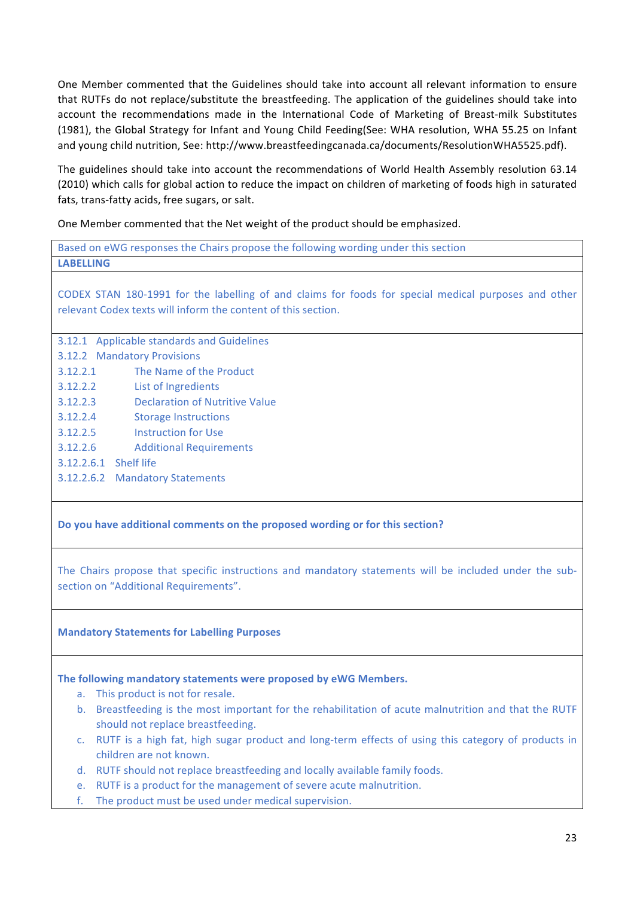One Member commented that the Guidelines should take into account all relevant information to ensure that RUTFs do not replace/substitute the breastfeeding. The application of the guidelines should take into account the recommendations made in the International Code of Marketing of Breast-milk Substitutes (1981), the Global Strategy for Infant and Young Child Feeding(See: WHA resolution, WHA 55.25 on Infant and young child nutrition, See: http://www.breastfeedingcanada.ca/documents/ResolutionWHA5525.pdf).

The guidelines should take into account the recommendations of World Health Assembly resolution 63.14 (2010) which calls for global action to reduce the impact on children of marketing of foods high in saturated fats, trans-fatty acids, free sugars, or salt.

One Member commented that the Net weight of the product should be emphasized.

Based on eWG responses the Chairs propose the following wording under this section

**LABELLING**

CODEX STAN 180-1991 for the labelling of and claims for foods for special medical purposes and other relevant Codex texts will inform the content of this section.

3.12.1 Applicable standards and Guidelines
3.12.2 Mandatory Provisions
3.12.2.1 The Name of the Product
3.12.2.2 List of Ingredients
3.12.2.3 Declaration of Nutritive Value
3.12.2.4 Storage Instructions
3.12.2.5 Instruction for Use
3.12.2.6 Additional Requirements
3.12.2.6.1 Shelf life
3.12.2.6.2 Mandatory Statements

**Do you have additional comments on the proposed wording or for this section?**

The Chairs propose that specific instructions and mandatory statements will be included under the sub-section on "Additional Requirements".

**Mandatory Statements for Labelling Purposes**

**The following mandatory statements were proposed by eWG Members.**

a. This product is not for resale.
b. Breastfeeding is the most important for the rehabilitation of acute malnutrition and that the RUTF should not replace breastfeeding.
c. RUTF is a high fat, high sugar product and long-term effects of using this category of products in children are not known.
d. RUTF should not replace breastfeeding and locally available family foods.
e. RUTF is a product for the management of severe acute malnutrition.
f. The product must be used under medical supervision.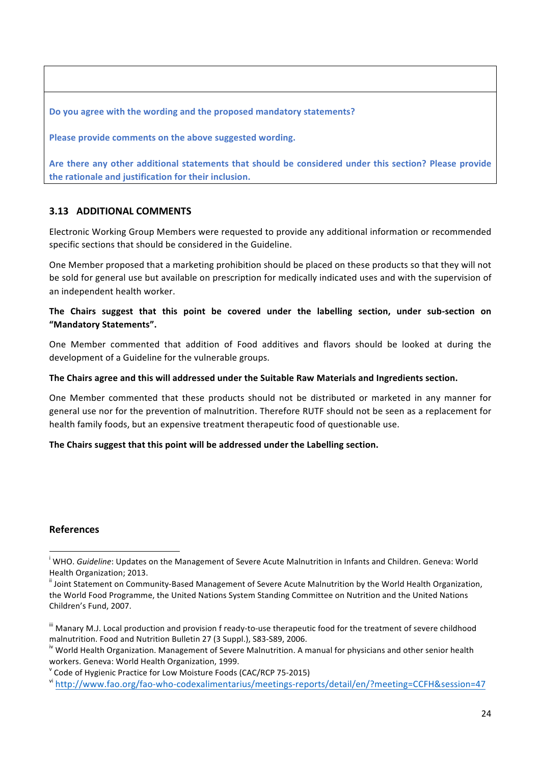| |
|---|
| **Do you agree with the wording and the proposed mandatory statements?**<br><br>**Please provide comments on the above suggested wording.**<br><br>**Are there any other additional statements that should be considered under this section? Please provide the rationale and justification for their inclusion.** |

### 3.13 ADDITIONAL COMMENTS

Electronic Working Group Members were requested to provide any additional information or recommended specific sections that should be considered in the Guideline.

One Member proposed that a marketing prohibition should be placed on these products so that they will not be sold for general use but available on prescription for medically indicated uses and with the supervision of an independent health worker.

**The Chairs suggest that this point be covered under the labelling section, under sub-section on "Mandatory Statements".**

One Member commented that addition of Food additives and flavors should be looked at during the development of a Guideline for the vulnerable groups.

**The Chairs agree and this will addressed under the Suitable Raw Materials and Ingredients section.**

One Member commented that these products should not be distributed or marketed in any manner for general use nor for the prevention of malnutrition. Therefore RUTF should not be seen as a replacement for health family foods, but an expensive treatment therapeutic food of questionable use.

**The Chairs suggest that this point will be addressed under the Labelling section.**

### References

[i] WHO. *Guideline*: Updates on the Management of Severe Acute Malnutrition in Infants and Children. Geneva: World Health Organization; 2013.

[ii] Joint Statement on Community-Based Management of Severe Acute Malnutrition by the World Health Organization, the World Food Programme, the United Nations System Standing Committee on Nutrition and the United Nations Children's Fund, 2007.

[iii] Manary M.J. Local production and provision f ready-to-use therapeutic food for the treatment of severe childhood malnutrition. Food and Nutrition Bulletin 27 (3 Suppl.), S83-S89, 2006.

[iv] World Health Organization. Management of Severe Malnutrition. A manual for physicians and other senior health workers. Geneva: World Health Organization, 1999.

[v] Code of Hygienic Practice for Low Moisture Foods (CAC/RCP 75-2015)

[vi] http://www.fao.org/fao-who-codexalimentarius/meetings-reports/detail/en/?meeting=CCFH&session=47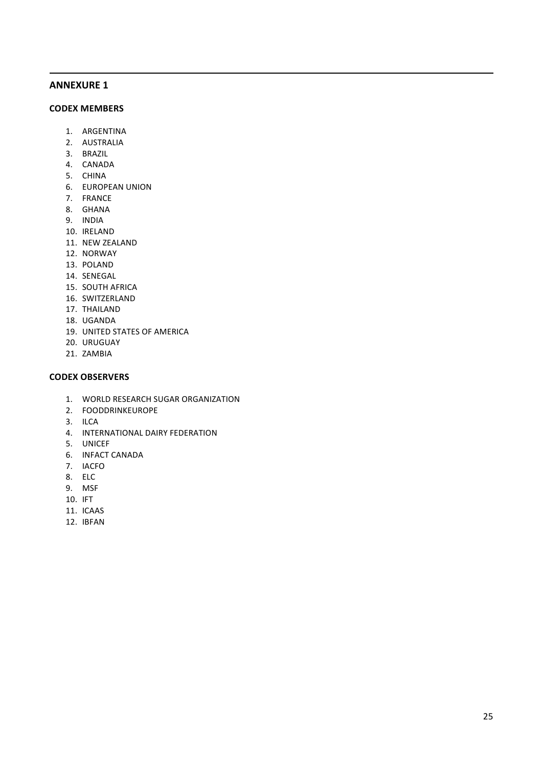## ANNEXURE 1

### CODEX MEMBERS

1. ARGENTINA
2. AUSTRALIA
3. BRAZIL
4. CANADA
5. CHINA
6. EUROPEAN UNION
7. FRANCE
8. GHANA
9. INDIA
10. IRELAND
11. NEW ZEALAND
12. NORWAY
13. POLAND
14. SENEGAL
15. SOUTH AFRICA
16. SWITZERLAND
17. THAILAND
18. UGANDA
19. UNITED STATES OF AMERICA
20. URUGUAY
21. ZAMBIA

### CODEX OBSERVERS

1. WORLD RESEARCH SUGAR ORGANIZATION
2. FOODDRINKEUROPE
3. ILCA
4. INTERNATIONAL DAIRY FEDERATION
5. UNICEF
6. INFACT CANADA
7. IACFO
8. ELC
9. MSF
10. IFT
11. ICAAS
12. IBFAN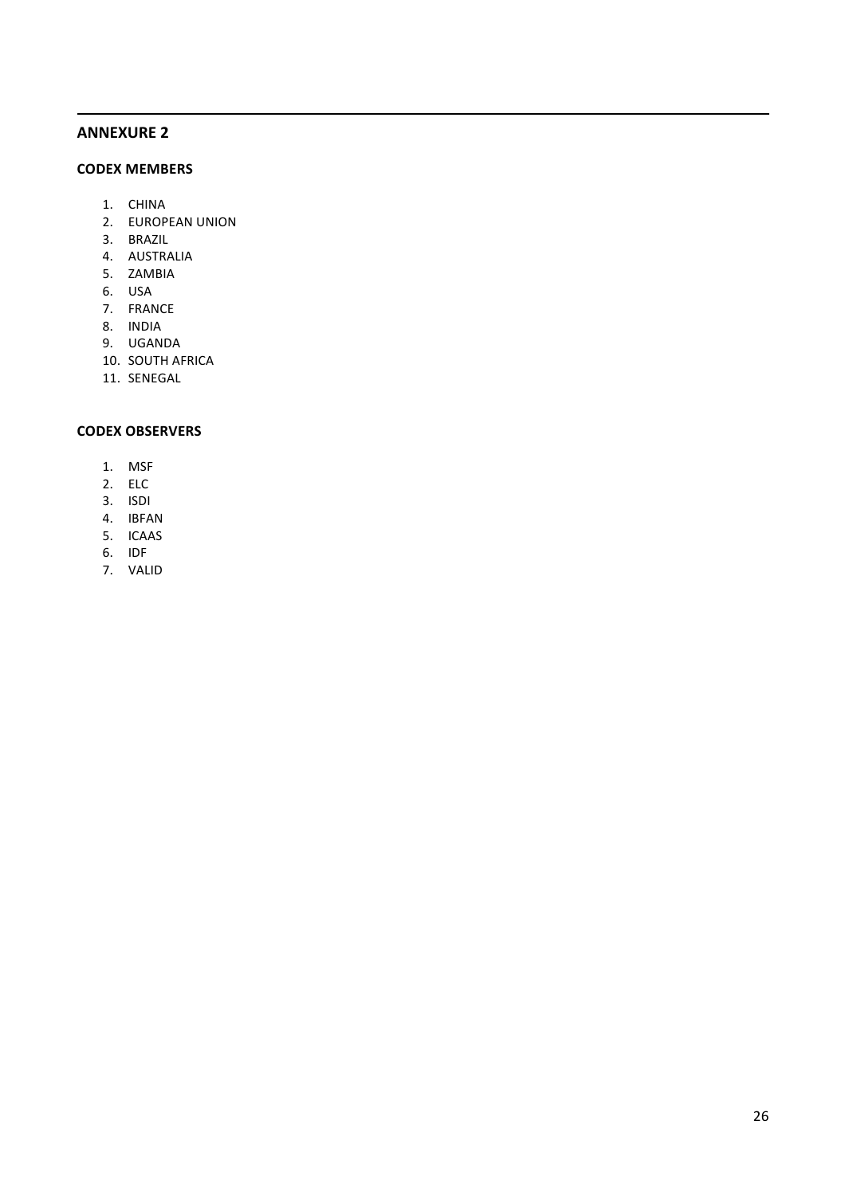## ANNEXURE 2

### CODEX MEMBERS

1. CHINA
2. EUROPEAN UNION
3. BRAZIL
4. AUSTRALIA
5. ZAMBIA
6. USA
7. FRANCE
8. INDIA
9. UGANDA
10. SOUTH AFRICA
11. SENEGAL

### CODEX OBSERVERS

1. MSF
2. ELC
3. ISDI
4. IBFAN
5. ICAAS
6. IDF
7. VALID